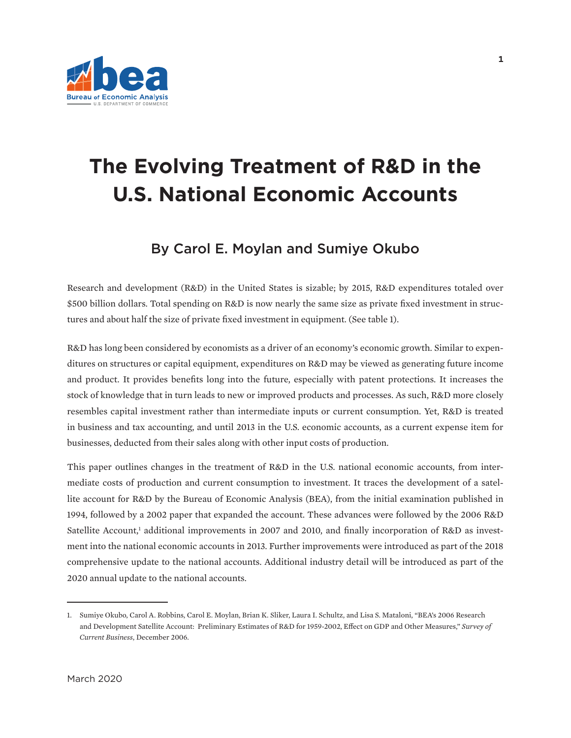# The Evolving Treatment of R&D in the U.S. National Economic Accounts

## By Carol E. Moylan and Sumiye Okubo

Research and development (R&D) in the United States is sizable; by 2015, R&D expenditures totaled over $500 billion dollars. Total spending on R&D is now nearly the same size as private fixed investment in structures and about half the size of private fixed investment in equipment. (See table 1).

R&D has long been considered by economists as a driver of an economy's economic growth. Similar to expenditures on structures or capital equipment, expenditures on R&D may be viewed as generating future income and product. It provides benefits long into the future, especially with patent protections. It increases the stock of knowledge that in turn leads to new or improved products and processes. As such, R&D more closely resembles capital investment rather than intermediate inputs or current consumption. Yet, R&D is treated in business and tax accounting, and until 2013 in the U.S. economic accounts, as a current expense item for businesses, deducted from their sales along with other input costs of production.

This paper outlines changes in the treatment of R&D in the U.S. national economic accounts, from intermediate costs of production and current consumption to investment. It traces the development of a satellite account for R&D by the Bureau of Economic Analysis (BEA), from the initial examination published in 1994, followed by a 2002 paper that expanded the account. These advances were followed by the 2006 R&D Satellite Account,[1] additional improvements in 2007 and 2010, and finally incorporation of R&D as investment into the national economic accounts in 2013. Further improvements were introduced as part of the 2018 comprehensive update to the national accounts. Additional industry detail will be introduced as part of the 2020 annual update to the national accounts.

---

1. Sumiye Okubo, Carol A. Robbins, Carol E. Moylan, Brian K. Sliker, Laura I. Schultz, and Lisa S. Mataloni, "BEA's 2006 Research and Development Satellite Account: Preliminary Estimates of R&D for 1959-2002, Effect on GDP and Other Measures," *Survey of Current Business*, December 2006.

March 2020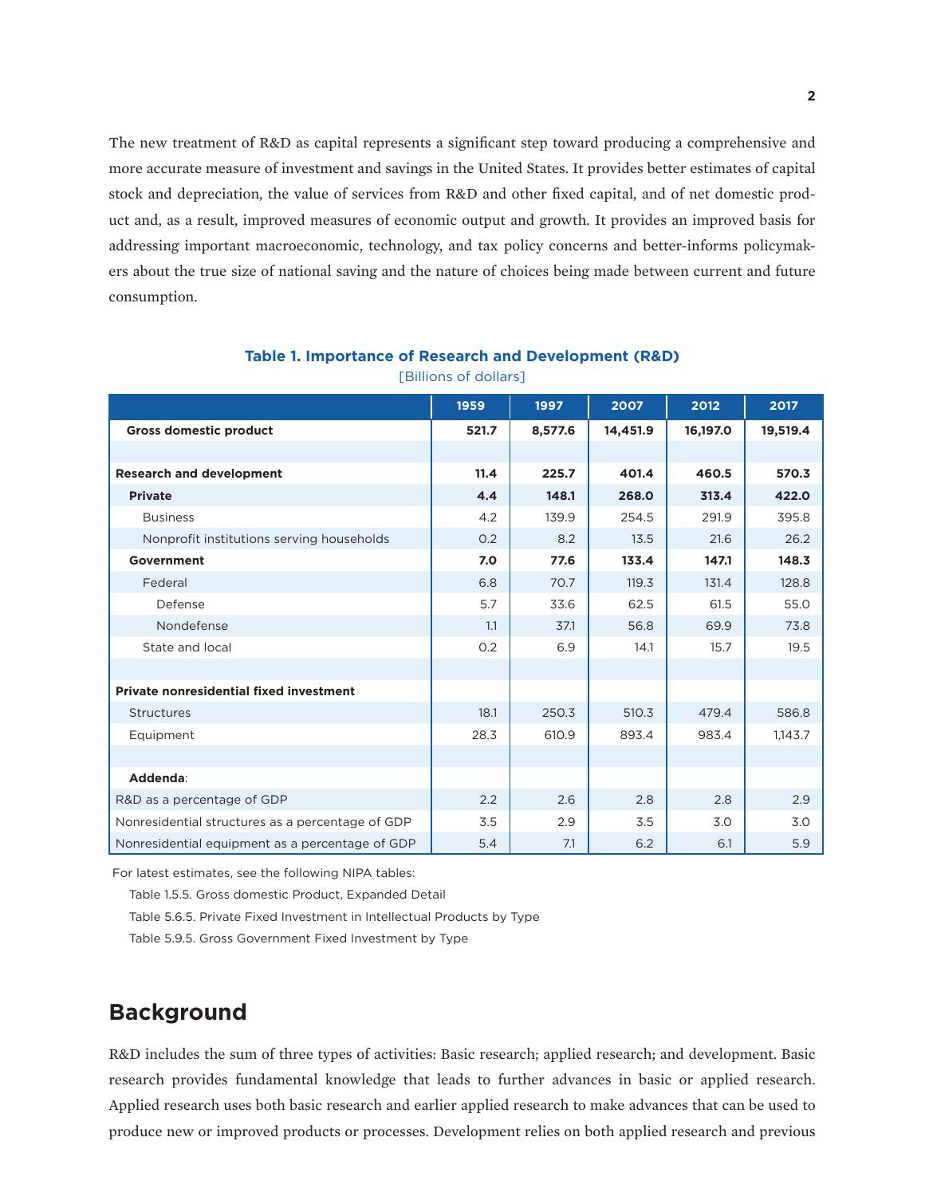The new treatment of R&D as capital represents a significant step toward producing a comprehensive and more accurate measure of investment and savings in the United States. It provides better estimates of capital stock and depreciation, the value of services from R&D and other fixed capital, and of net domestic product and, as a result, improved measures of economic output and growth. It provides an improved basis for addressing important macroeconomic, technology, and tax policy concerns and better-informs policymakers about the true size of national saving and the nature of choices being made between current and future consumption.

**Table 1. Importance of Research and Development (R&D)**

[Billions of dollars]

| | 1959 | 1997 | 2007 | 2012 | 2017 |
|---|---|---|---|---|---|
| **Gross domestic product** | **521.7** | **8,577.6** | **14,451.9** | **16,197.0** | **19,519.4** |
| | | | | | |
| **Research and development** | **11.4** | **225.7** | **401.4** | **460.5** | **570.3** |
| **Private** | **4.4** | **148.1** | **268.0** | **313.4** | **422.0** |
| Business | 4.2 | 139.9 | 254.5 | 291.9 | 395.8 |
| Nonprofit institutions serving households | 0.2 | 8.2 | 13.5 | 21.6 | 26.2 |
| **Government** | **7.0** | **77.6** | **133.4** | **147.1** | **148.3** |
| Federal | 6.8 | 70.7 | 119.3 | 131.4 | 128.8 |
| Defense | 5.7 | 33.6 | 62.5 | 61.5 | 55.0 |
| Nondefense | 1.1 | 37.1 | 56.8 | 69.9 | 73.8 |
| State and local | 0.2 | 6.9 | 14.1 | 15.7 | 19.5 |
| | | | | | |
| **Private nonresidential fixed investment** | | | | | |
| Structures | 18.1 | 250.3 | 510.3 | 479.4 | 586.8 |
| Equipment | 28.3 | 610.9 | 893.4 | 983.4 | 1,143.7 |
| | | | | | |
| **Addenda**: | | | | | |
| R&D as a percentage of GDP | 2.2 | 2.6 | 2.8 | 2.8 | 2.9 |
| Nonresidential structures as a percentage of GDP | 3.5 | 2.9 | 3.5 | 3.0 | 3.0 |
| Nonresidential equipment as a percentage of GDP | 5.4 | 7.1 | 6.2 | 6.1 | 5.9 |

For latest estimates, see the following NIPA tables:

Table 1.5.5. Gross domestic Product, Expanded Detail

Table 5.6.5. Private Fixed Investment in Intellectual Products by Type

Table 5.9.5. Gross Government Fixed Investment by Type

## Background

R&D includes the sum of three types of activities: Basic research; applied research; and development. Basic research provides fundamental knowledge that leads to further advances in basic or applied research. Applied research uses both basic research and earlier applied research to make advances that can be used to produce new or improved products or processes. Development relies on both applied research and previous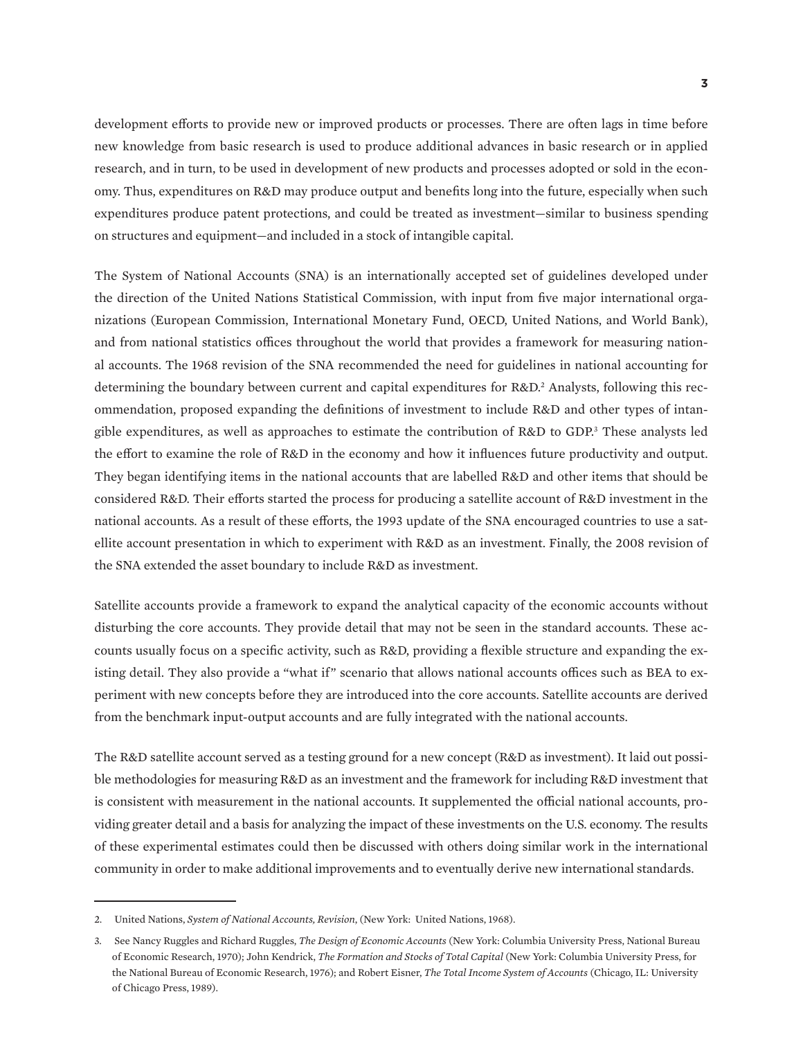development efforts to provide new or improved products or processes. There are often lags in time before new knowledge from basic research is used to produce additional advances in basic research or in applied research, and in turn, to be used in development of new products and processes adopted or sold in the economy. Thus, expenditures on R&D may produce output and benefits long into the future, especially when such expenditures produce patent protections, and could be treated as investment—similar to business spending on structures and equipment—and included in a stock of intangible capital.

The System of National Accounts (SNA) is an internationally accepted set of guidelines developed under the direction of the United Nations Statistical Commission, with input from five major international organizations (European Commission, International Monetary Fund, OECD, United Nations, and World Bank), and from national statistics offices throughout the world that provides a framework for measuring national accounts. The 1968 revision of the SNA recommended the need for guidelines in national accounting for determining the boundary between current and capital expenditures for R&D.[2] Analysts, following this recommendation, proposed expanding the definitions of investment to include R&D and other types of intangible expenditures, as well as approaches to estimate the contribution of R&D to GDP.[3] These analysts led the effort to examine the role of R&D in the economy and how it influences future productivity and output. They began identifying items in the national accounts that are labelled R&D and other items that should be considered R&D. Their efforts started the process for producing a satellite account of R&D investment in the national accounts. As a result of these efforts, the 1993 update of the SNA encouraged countries to use a satellite account presentation in which to experiment with R&D as an investment. Finally, the 2008 revision of the SNA extended the asset boundary to include R&D as investment.

Satellite accounts provide a framework to expand the analytical capacity of the economic accounts without disturbing the core accounts. They provide detail that may not be seen in the standard accounts. These accounts usually focus on a specific activity, such as R&D, providing a flexible structure and expanding the existing detail. They also provide a "what if" scenario that allows national accounts offices such as BEA to experiment with new concepts before they are introduced into the core accounts. Satellite accounts are derived from the benchmark input-output accounts and are fully integrated with the national accounts.

The R&D satellite account served as a testing ground for a new concept (R&D as investment). It laid out possible methodologies for measuring R&D as an investment and the framework for including R&D investment that is consistent with measurement in the national accounts. It supplemented the official national accounts, providing greater detail and a basis for analyzing the impact of these investments on the U.S. economy. The results of these experimental estimates could then be discussed with others doing similar work in the international community in order to make additional improvements and to eventually derive new international standards.

---

2. United Nations, *System of National Accounts, Revision*, (New York: United Nations, 1968).

3. See Nancy Ruggles and Richard Ruggles, *The Design of Economic Accounts* (New York: Columbia University Press, National Bureau of Economic Research, 1970); John Kendrick, *The Formation and Stocks of Total Capital* (New York: Columbia University Press, for the National Bureau of Economic Research, 1976); and Robert Eisner, *The Total Income System of Accounts* (Chicago, IL: University of Chicago Press, 1989).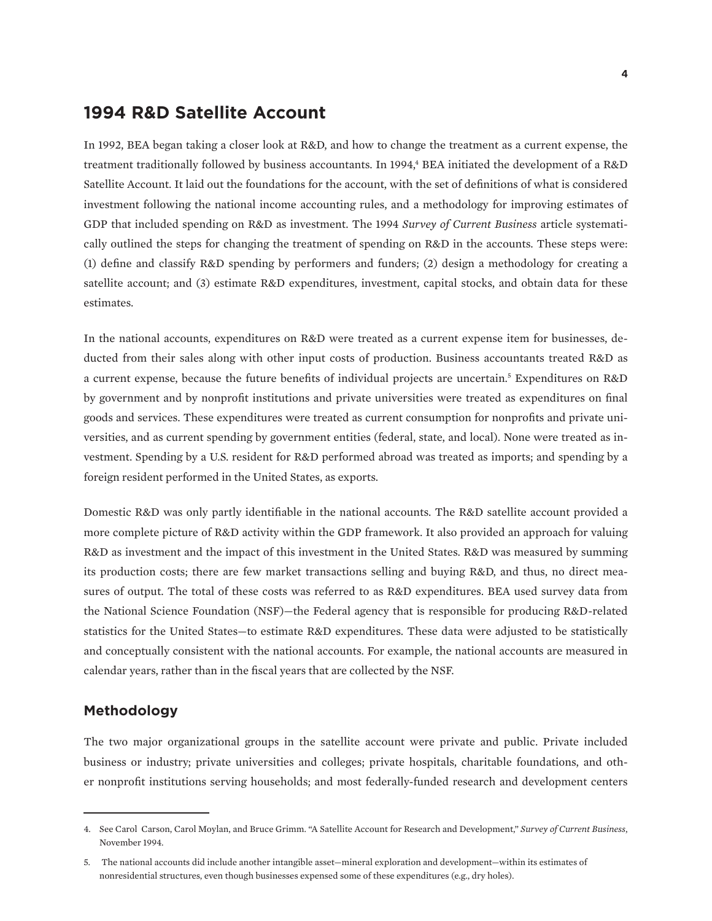## 1994 R&D Satellite Account

In 1992, BEA began taking a closer look at R&D, and how to change the treatment as a current expense, the treatment traditionally followed by business accountants. In 1994,[4] BEA initiated the development of a R&D Satellite Account. It laid out the foundations for the account, with the set of definitions of what is considered investment following the national income accounting rules, and a methodology for improving estimates of GDP that included spending on R&D as investment. The 1994 *Survey of Current Business* article systematically outlined the steps for changing the treatment of spending on R&D in the accounts. These steps were: (1) define and classify R&D spending by performers and funders; (2) design a methodology for creating a satellite account; and (3) estimate R&D expenditures, investment, capital stocks, and obtain data for these estimates.

In the national accounts, expenditures on R&D were treated as a current expense item for businesses, deducted from their sales along with other input costs of production. Business accountants treated R&D as a current expense, because the future benefits of individual projects are uncertain.[5] Expenditures on R&D by government and by nonprofit institutions and private universities were treated as expenditures on final goods and services. These expenditures were treated as current consumption for nonprofits and private universities, and as current spending by government entities (federal, state, and local). None were treated as investment. Spending by a U.S. resident for R&D performed abroad was treated as imports; and spending by a foreign resident performed in the United States, as exports.

Domestic R&D was only partly identifiable in the national accounts. The R&D satellite account provided a more complete picture of R&D activity within the GDP framework. It also provided an approach for valuing R&D as investment and the impact of this investment in the United States. R&D was measured by summing its production costs; there are few market transactions selling and buying R&D, and thus, no direct measures of output. The total of these costs was referred to as R&D expenditures. BEA used survey data from the National Science Foundation (NSF)—the Federal agency that is responsible for producing R&D-related statistics for the United States—to estimate R&D expenditures. These data were adjusted to be statistically and conceptually consistent with the national accounts. For example, the national accounts are measured in calendar years, rather than in the fiscal years that are collected by the NSF.

### Methodology

The two major organizational groups in the satellite account were private and public. Private included business or industry; private universities and colleges; private hospitals, charitable foundations, and other nonprofit institutions serving households; and most federally-funded research and development centers

---

4. See Carol Carson, Carol Moylan, and Bruce Grimm. "A Satellite Account for Research and Development," *Survey of Current Business*, November 1994.

5. The national accounts did include another intangible asset—mineral exploration and development—within its estimates of nonresidential structures, even though businesses expensed some of these expenditures (e.g., dry holes).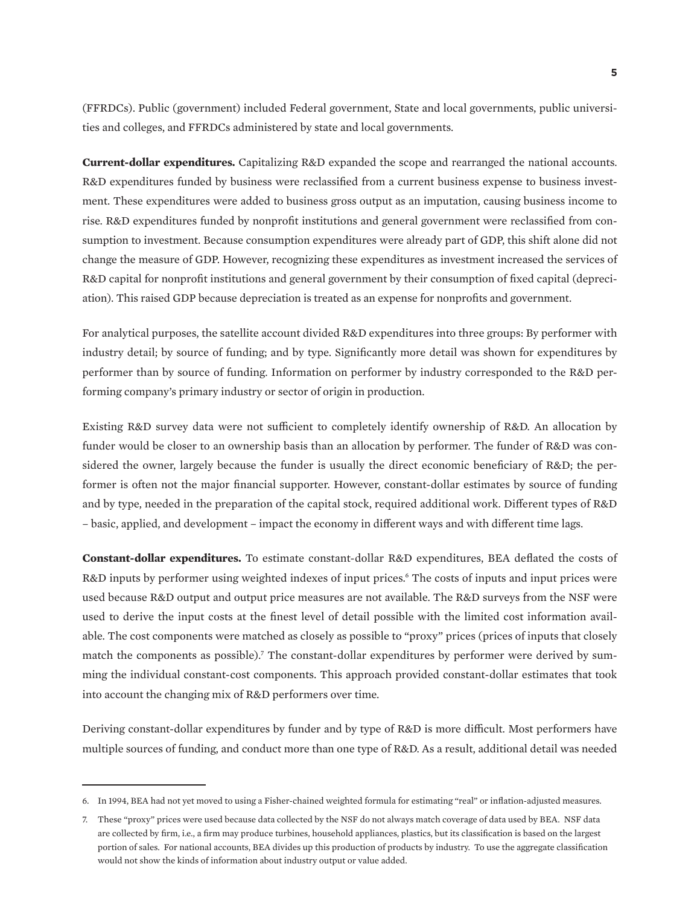(FFRDCs). Public (government) included Federal government, State and local governments, public universities and colleges, and FFRDCs administered by state and local governments.

**Current-dollar expenditures.** Capitalizing R&D expanded the scope and rearranged the national accounts. R&D expenditures funded by business were reclassified from a current business expense to business investment. These expenditures were added to business gross output as an imputation, causing business income to rise. R&D expenditures funded by nonprofit institutions and general government were reclassified from consumption to investment. Because consumption expenditures were already part of GDP, this shift alone did not change the measure of GDP. However, recognizing these expenditures as investment increased the services of R&D capital for nonprofit institutions and general government by their consumption of fixed capital (depreciation). This raised GDP because depreciation is treated as an expense for nonprofits and government.

For analytical purposes, the satellite account divided R&D expenditures into three groups: By performer with industry detail; by source of funding; and by type. Significantly more detail was shown for expenditures by performer than by source of funding. Information on performer by industry corresponded to the R&D performing company's primary industry or sector of origin in production.

Existing R&D survey data were not sufficient to completely identify ownership of R&D. An allocation by funder would be closer to an ownership basis than an allocation by performer. The funder of R&D was considered the owner, largely because the funder is usually the direct economic beneficiary of R&D; the performer is often not the major financial supporter. However, constant-dollar estimates by source of funding and by type, needed in the preparation of the capital stock, required additional work. Different types of R&D – basic, applied, and development – impact the economy in different ways and with different time lags.

**Constant-dollar expenditures.** To estimate constant-dollar R&D expenditures, BEA deflated the costs of R&D inputs by performer using weighted indexes of input prices.[6] The costs of inputs and input prices were used because R&D output and output price measures are not available. The R&D surveys from the NSF were used to derive the input costs at the finest level of detail possible with the limited cost information available. The cost components were matched as closely as possible to "proxy" prices (prices of inputs that closely match the components as possible).[7] The constant-dollar expenditures by performer were derived by summing the individual constant-cost components. This approach provided constant-dollar estimates that took into account the changing mix of R&D performers over time.

Deriving constant-dollar expenditures by funder and by type of R&D is more difficult. Most performers have multiple sources of funding, and conduct more than one type of R&D. As a result, additional detail was needed

---

6. In 1994, BEA had not yet moved to using a Fisher-chained weighted formula for estimating "real" or inflation-adjusted measures.

7. These "proxy" prices were used because data collected by the NSF do not always match coverage of data used by BEA. NSF data are collected by firm, i.e., a firm may produce turbines, household appliances, plastics, but its classification is based on the largest portion of sales. For national accounts, BEA divides up this production of products by industry. To use the aggregate classification would not show the kinds of information about industry output or value added.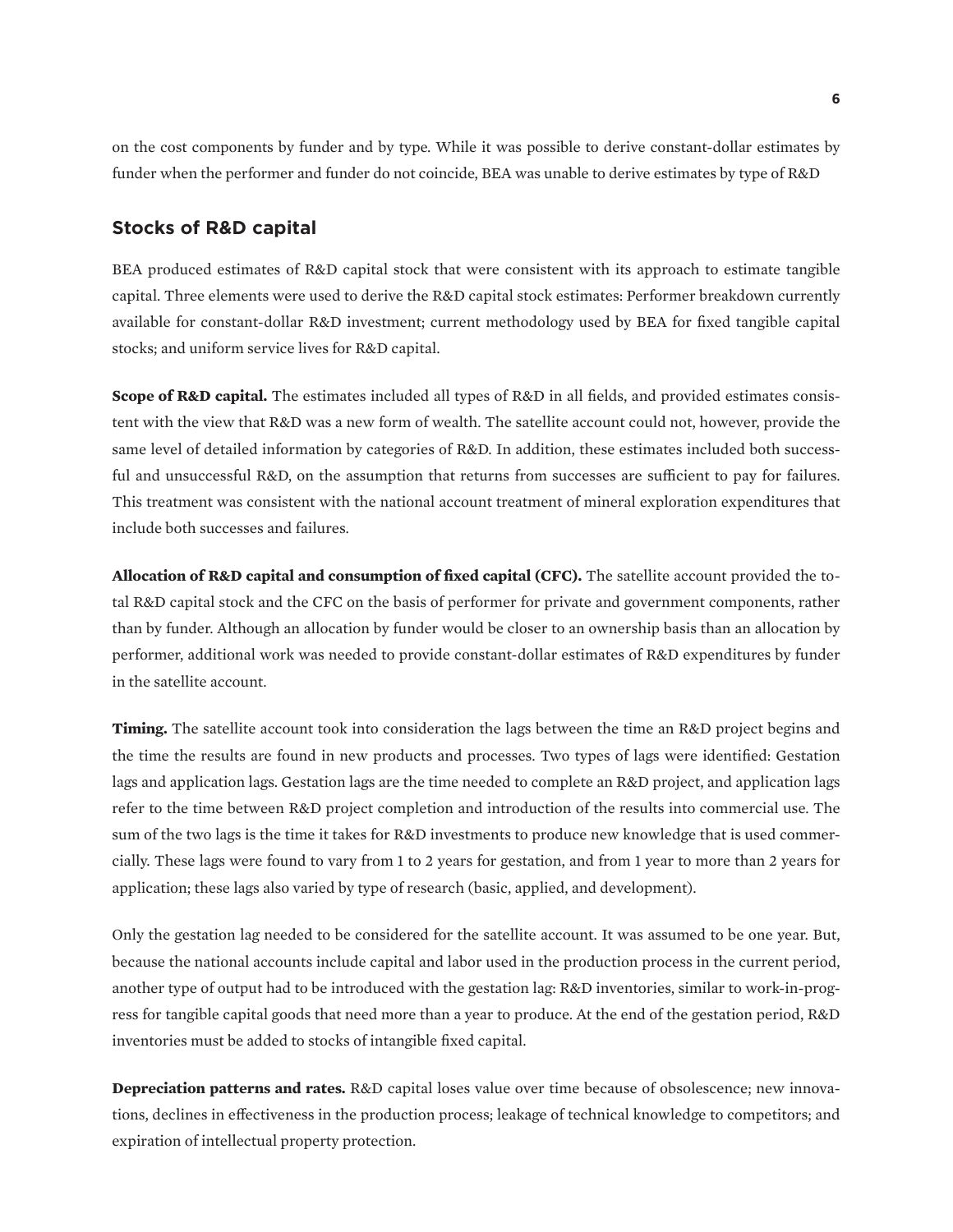on the cost components by funder and by type. While it was possible to derive constant-dollar estimates by funder when the performer and funder do not coincide, BEA was unable to derive estimates by type of R&D

## Stocks of R&D capital

BEA produced estimates of R&D capital stock that were consistent with its approach to estimate tangible capital. Three elements were used to derive the R&D capital stock estimates: Performer breakdown currently available for constant-dollar R&D investment; current methodology used by BEA for fixed tangible capital stocks; and uniform service lives for R&D capital.

**Scope of R&D capital.** The estimates included all types of R&D in all fields, and provided estimates consistent with the view that R&D was a new form of wealth. The satellite account could not, however, provide the same level of detailed information by categories of R&D. In addition, these estimates included both successful and unsuccessful R&D, on the assumption that returns from successes are sufficient to pay for failures. This treatment was consistent with the national account treatment of mineral exploration expenditures that include both successes and failures.

**Allocation of R&D capital and consumption of fixed capital (CFC).** The satellite account provided the total R&D capital stock and the CFC on the basis of performer for private and government components, rather than by funder. Although an allocation by funder would be closer to an ownership basis than an allocation by performer, additional work was needed to provide constant-dollar estimates of R&D expenditures by funder in the satellite account.

**Timing.** The satellite account took into consideration the lags between the time an R&D project begins and the time the results are found in new products and processes. Two types of lags were identified: Gestation lags and application lags. Gestation lags are the time needed to complete an R&D project, and application lags refer to the time between R&D project completion and introduction of the results into commercial use. The sum of the two lags is the time it takes for R&D investments to produce new knowledge that is used commercially. These lags were found to vary from 1 to 2 years for gestation, and from 1 year to more than 2 years for application; these lags also varied by type of research (basic, applied, and development).

Only the gestation lag needed to be considered for the satellite account. It was assumed to be one year. But, because the national accounts include capital and labor used in the production process in the current period, another type of output had to be introduced with the gestation lag: R&D inventories, similar to work-in-progress for tangible capital goods that need more than a year to produce. At the end of the gestation period, R&D inventories must be added to stocks of intangible fixed capital.

**Depreciation patterns and rates.** R&D capital loses value over time because of obsolescence; new innovations, declines in effectiveness in the production process; leakage of technical knowledge to competitors; and expiration of intellectual property protection.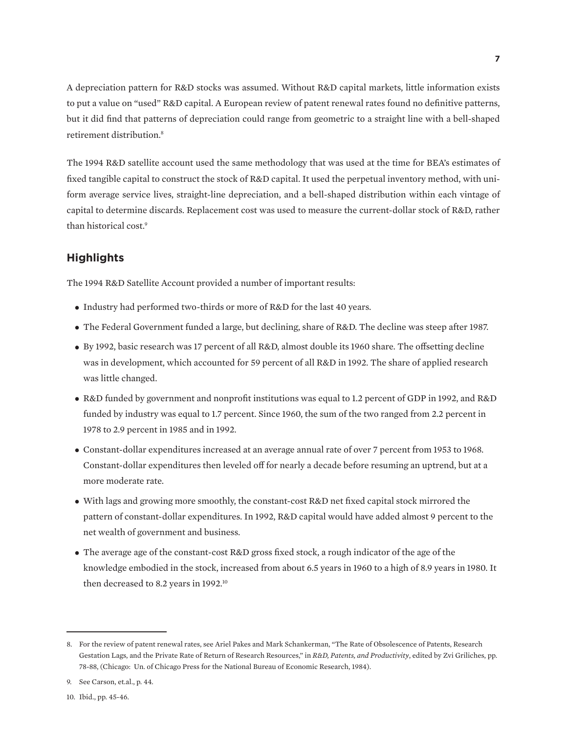A depreciation pattern for R&D stocks was assumed. Without R&D capital markets, little information exists to put a value on "used" R&D capital. A European review of patent renewal rates found no definitive patterns, but it did find that patterns of depreciation could range from geometric to a straight line with a bell-shaped retirement distribution.[8]

The 1994 R&D satellite account used the same methodology that was used at the time for BEA's estimates of fixed tangible capital to construct the stock of R&D capital. It used the perpetual inventory method, with uniform average service lives, straight-line depreciation, and a bell-shaped distribution within each vintage of capital to determine discards. Replacement cost was used to measure the current-dollar stock of R&D, rather than historical cost.[9]

## Highlights

The 1994 R&D Satellite Account provided a number of important results:

- Industry had performed two-thirds or more of R&D for the last 40 years.
- The Federal Government funded a large, but declining, share of R&D. The decline was steep after 1987.
- By 1992, basic research was 17 percent of all R&D, almost double its 1960 share. The offsetting decline was in development, which accounted for 59 percent of all R&D in 1992. The share of applied research was little changed.
- R&D funded by government and nonprofit institutions was equal to 1.2 percent of GDP in 1992, and R&D funded by industry was equal to 1.7 percent. Since 1960, the sum of the two ranged from 2.2 percent in 1978 to 2.9 percent in 1985 and in 1992.
- Constant-dollar expenditures increased at an average annual rate of over 7 percent from 1953 to 1968. Constant-dollar expenditures then leveled off for nearly a decade before resuming an uptrend, but at a more moderate rate.
- With lags and growing more smoothly, the constant-cost R&D net fixed capital stock mirrored the pattern of constant-dollar expenditures. In 1992, R&D capital would have added almost 9 percent to the net wealth of government and business.
- The average age of the constant-cost R&D gross fixed stock, a rough indicator of the age of the knowledge embodied in the stock, increased from about 6.5 years in 1960 to a high of 8.9 years in 1980. It then decreased to 8.2 years in 1992.[10]

---

8. For the review of patent renewal rates, see Ariel Pakes and Mark Schankerman, "The Rate of Obsolescence of Patents, Research Gestation Lags, and the Private Rate of Return of Research Resources," in *R&D, Patents, and Productivity*, edited by Zvi Griliches, pp. 78-88, (Chicago: Un. of Chicago Press for the National Bureau of Economic Research, 1984).

9. See Carson, et.al., p. 44.

10. Ibid., pp. 45-46.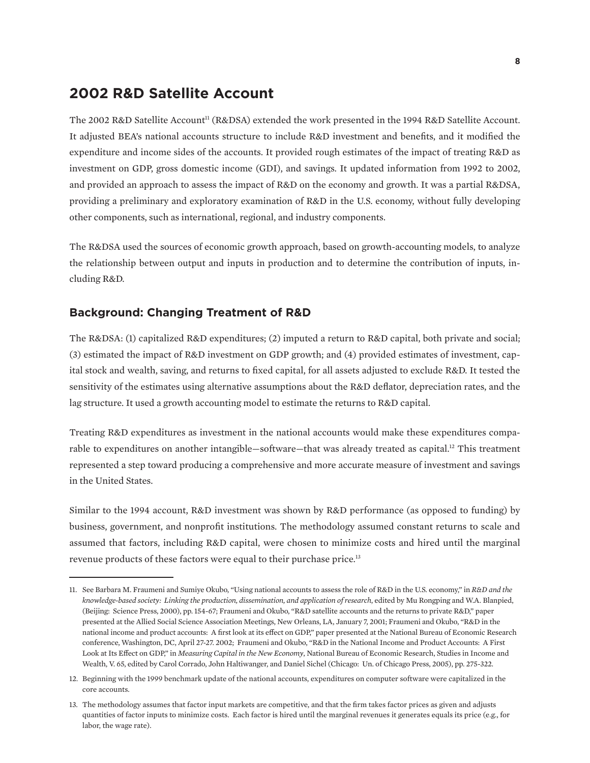## 2002 R&D Satellite Account

The 2002 R&D Satellite Account[11] (R&DSA) extended the work presented in the 1994 R&D Satellite Account. It adjusted BEA's national accounts structure to include R&D investment and benefits, and it modified the expenditure and income sides of the accounts. It provided rough estimates of the impact of treating R&D as investment on GDP, gross domestic income (GDI), and savings. It updated information from 1992 to 2002, and provided an approach to assess the impact of R&D on the economy and growth. It was a partial R&DSA, providing a preliminary and exploratory examination of R&D in the U.S. economy, without fully developing other components, such as international, regional, and industry components.

The R&DSA used the sources of economic growth approach, based on growth-accounting models, to analyze the relationship between output and inputs in production and to determine the contribution of inputs, including R&D.

### Background: Changing Treatment of R&D

The R&DSA: (1) capitalized R&D expenditures; (2) imputed a return to R&D capital, both private and social; (3) estimated the impact of R&D investment on GDP growth; and (4) provided estimates of investment, capital stock and wealth, saving, and returns to fixed capital, for all assets adjusted to exclude R&D. It tested the sensitivity of the estimates using alternative assumptions about the R&D deflator, depreciation rates, and the lag structure. It used a growth accounting model to estimate the returns to R&D capital.

Treating R&D expenditures as investment in the national accounts would make these expenditures comparable to expenditures on another intangible—software—that was already treated as capital.[12] This treatment represented a step toward producing a comprehensive and more accurate measure of investment and savings in the United States.

Similar to the 1994 account, R&D investment was shown by R&D performance (as opposed to funding) by business, government, and nonprofit institutions. The methodology assumed constant returns to scale and assumed that factors, including R&D capital, were chosen to minimize costs and hired until the marginal revenue products of these factors were equal to their purchase price.[13]

---

11. See Barbara M. Fraumeni and Sumiye Okubo, "Using national accounts to assess the role of R&D in the U.S. economy," in *R&D and the knowledge-based society: Linking the production, dissemination, and application of research*, edited by Mu Rongping and W.A. Blanpied, (Beijing: Science Press, 2000), pp. 154-67; Fraumeni and Okubo, "R&D satellite accounts and the returns to private R&D," paper presented at the Allied Social Science Association Meetings, New Orleans, LA, January 7, 2001; Fraumeni and Okubo, "R&D in the national income and product accounts: A first look at its effect on GDP," paper presented at the National Bureau of Economic Research conference, Washington, DC, April 27-27. 2002; Fraumeni and Okubo, "R&D in the National Income and Product Accounts: A First Look at Its Effect on GDP," in *Measuring Capital in the New Economy*, National Bureau of Economic Research, Studies in Income and Wealth, V. 65, edited by Carol Corrado, John Haltiwanger, and Daniel Sichel (Chicago: Un. of Chicago Press, 2005), pp. 275-322.

12. Beginning with the 1999 benchmark update of the national accounts, expenditures on computer software were capitalized in the core accounts.

13. The methodology assumes that factor input markets are competitive, and that the firm takes factor prices as given and adjusts quantities of factor inputs to minimize costs. Each factor is hired until the marginal revenues it generates equals its price (e.g., for labor, the wage rate).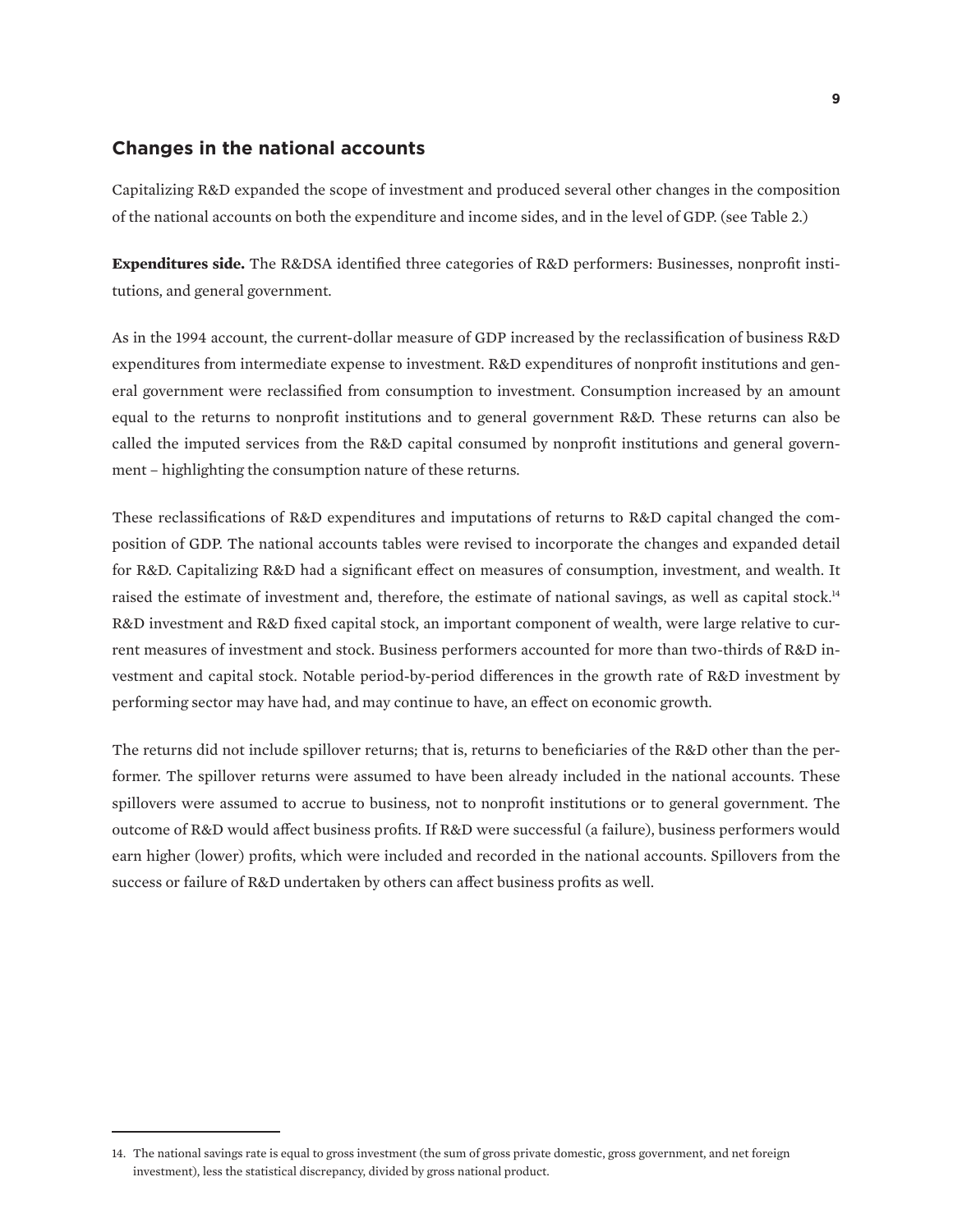## Changes in the national accounts

Capitalizing R&D expanded the scope of investment and produced several other changes in the composition of the national accounts on both the expenditure and income sides, and in the level of GDP. (see Table 2.)

**Expenditures side.** The R&DSA identified three categories of R&D performers: Businesses, nonprofit institutions, and general government.

As in the 1994 account, the current-dollar measure of GDP increased by the reclassification of business R&D expenditures from intermediate expense to investment. R&D expenditures of nonprofit institutions and general government were reclassified from consumption to investment. Consumption increased by an amount equal to the returns to nonprofit institutions and to general government R&D. These returns can also be called the imputed services from the R&D capital consumed by nonprofit institutions and general government – highlighting the consumption nature of these returns.

These reclassifications of R&D expenditures and imputations of returns to R&D capital changed the composition of GDP. The national accounts tables were revised to incorporate the changes and expanded detail for R&D. Capitalizing R&D had a significant effect on measures of consumption, investment, and wealth. It raised the estimate of investment and, therefore, the estimate of national savings, as well as capital stock.[14] R&D investment and R&D fixed capital stock, an important component of wealth, were large relative to current measures of investment and stock. Business performers accounted for more than two-thirds of R&D investment and capital stock. Notable period-by-period differences in the growth rate of R&D investment by performing sector may have had, and may continue to have, an effect on economic growth.

The returns did not include spillover returns; that is, returns to beneficiaries of the R&D other than the performer. The spillover returns were assumed to have been already included in the national accounts. These spillovers were assumed to accrue to business, not to nonprofit institutions or to general government. The outcome of R&D would affect business profits. If R&D were successful (a failure), business performers would earn higher (lower) profits, which were included and recorded in the national accounts. Spillovers from the success or failure of R&D undertaken by others can affect business profits as well.

14. The national savings rate is equal to gross investment (the sum of gross private domestic, gross government, and net foreign investment), less the statistical discrepancy, divided by gross national product.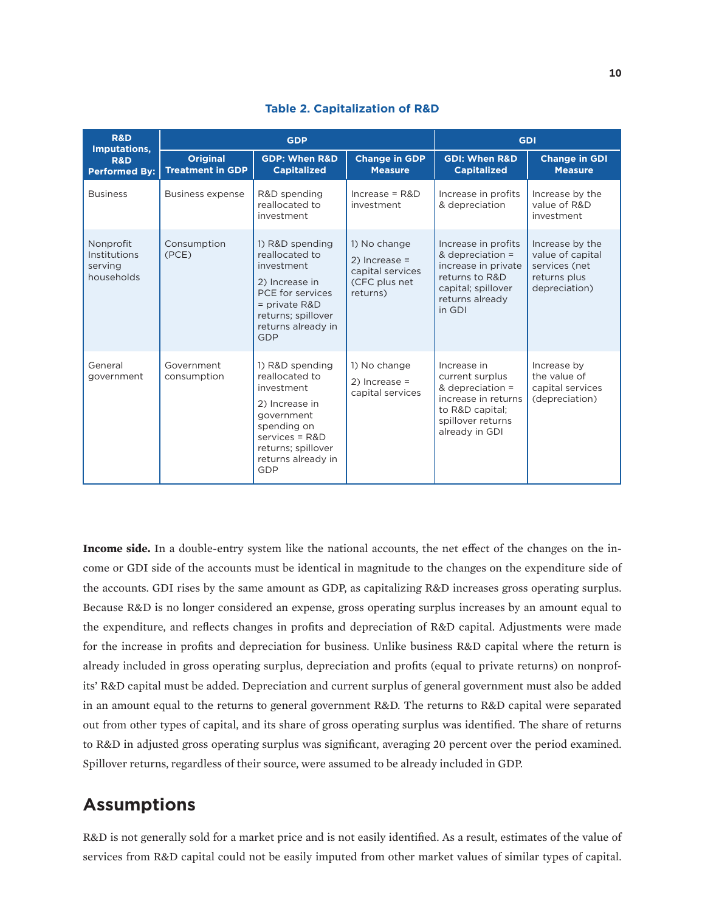**Table 2. Capitalization of R&D**

| R&D Imputations, R&D Performed By: | GDP | | | GDI | |
|---|---|---|---|---|---|
| | Original Treatment in GDP | GDP: When R&D Capitalized | Change in GDP Measure | GDI: When R&D Capitalized | Change in GDI Measure |
| Business | Business expense | R&D spending reallocated to investment | Increase = R&D investment | Increase in profits & depreciation | Increase by the value of R&D investment |
| Nonprofit Institutions serving households | Consumption (PCE) | 1) R&D spending reallocated to investment 2) Increase in PCE for services = private R&D returns; spillover returns already in GDP | 1) No change 2) Increase = capital services (CFC plus net returns) | Increase in profits & depreciation = increase in private returns to R&D capital; spillover returns already in GDI | Increase by the value of capital services (net returns plus depreciation) |
| General government | Government consumption | 1) R&D spending reallocated to investment 2) Increase in government spending on services = R&D returns; spillover returns already in GDP | 1) No change 2) Increase = capital services | Increase in current surplus & depreciation = increase in returns to R&D capital; spillover returns already in GDI | Increase by the value of capital services (depreciation) |

**Income side.** In a double-entry system like the national accounts, the net effect of the changes on the income or GDI side of the accounts must be identical in magnitude to the changes on the expenditure side of the accounts. GDI rises by the same amount as GDP, as capitalizing R&D increases gross operating surplus. Because R&D is no longer considered an expense, gross operating surplus increases by an amount equal to the expenditure, and reflects changes in profits and depreciation of R&D capital. Adjustments were made for the increase in profits and depreciation for business. Unlike business R&D capital where the return is already included in gross operating surplus, depreciation and profits (equal to private returns) on nonprofits' R&D capital must be added. Depreciation and current surplus of general government must also be added in an amount equal to the returns to general government R&D. The returns to R&D capital were separated out from other types of capital, and its share of gross operating surplus was identified. The share of returns to R&D in adjusted gross operating surplus was significant, averaging 20 percent over the period examined. Spillover returns, regardless of their source, were assumed to be already included in GDP.

## Assumptions

R&D is not generally sold for a market price and is not easily identified. As a result, estimates of the value of services from R&D capital could not be easily imputed from other market values of similar types of capital.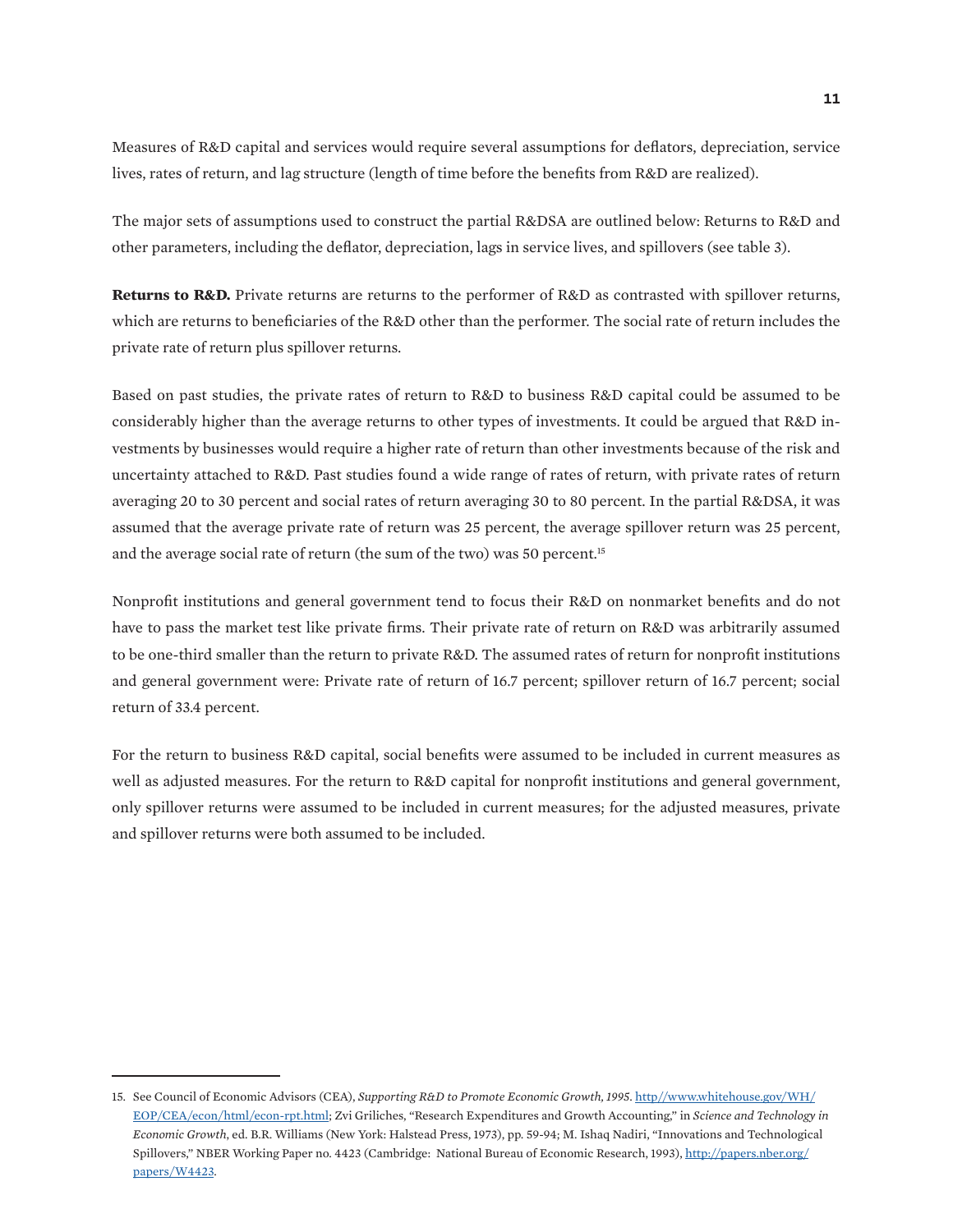Measures of R&D capital and services would require several assumptions for deflators, depreciation, service lives, rates of return, and lag structure (length of time before the benefits from R&D are realized).

The major sets of assumptions used to construct the partial R&DSA are outlined below: Returns to R&D and other parameters, including the deflator, depreciation, lags in service lives, and spillovers (see table 3).

**Returns to R&D.** Private returns are returns to the performer of R&D as contrasted with spillover returns, which are returns to beneficiaries of the R&D other than the performer. The social rate of return includes the private rate of return plus spillover returns.

Based on past studies, the private rates of return to R&D to business R&D capital could be assumed to be considerably higher than the average returns to other types of investments. It could be argued that R&D investments by businesses would require a higher rate of return than other investments because of the risk and uncertainty attached to R&D. Past studies found a wide range of rates of return, with private rates of return averaging 20 to 30 percent and social rates of return averaging 30 to 80 percent. In the partial R&DSA, it was assumed that the average private rate of return was 25 percent, the average spillover return was 25 percent, and the average social rate of return (the sum of the two) was 50 percent.[15]

Nonprofit institutions and general government tend to focus their R&D on nonmarket benefits and do not have to pass the market test like private firms. Their private rate of return on R&D was arbitrarily assumed to be one-third smaller than the return to private R&D. The assumed rates of return for nonprofit institutions and general government were: Private rate of return of 16.7 percent; spillover return of 16.7 percent; social return of 33.4 percent.

For the return to business R&D capital, social benefits were assumed to be included in current measures as well as adjusted measures. For the return to R&D capital for nonprofit institutions and general government, only spillover returns were assumed to be included in current measures; for the adjusted measures, private and spillover returns were both assumed to be included.

---

15. See Council of Economic Advisors (CEA), *Supporting R&D to Promote Economic Growth, 1995*. http//www.whitehouse.gov/WH/EOP/CEA/econ/html/econ-rpt.html; Zvi Griliches, "Research Expenditures and Growth Accounting," in *Science and Technology in Economic Growth*, ed. B.R. Williams (New York: Halstead Press, 1973), pp. 59-94; M. Ishaq Nadiri, "Innovations and Technological Spillovers," NBER Working Paper no. 4423 (Cambridge: National Bureau of Economic Research, 1993), http://papers.nber.org/papers/W4423.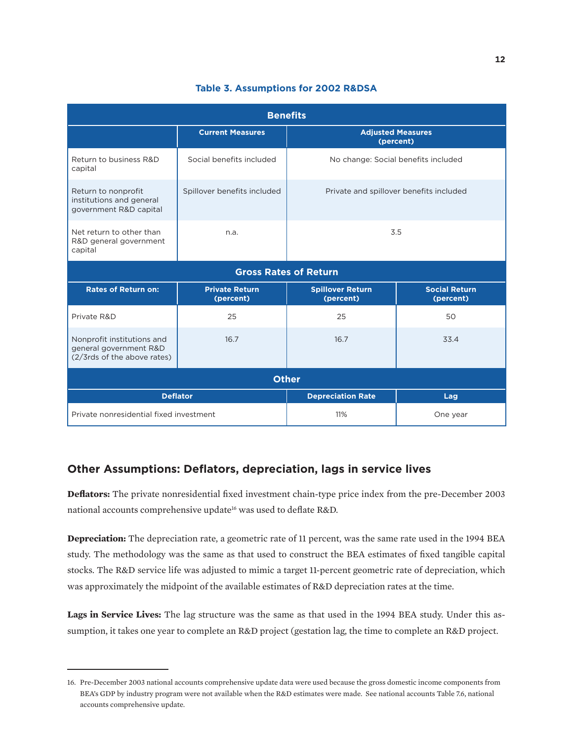**Table 3. Assumptions for 2002 R&DSA**

| Benefits | | | |
|---|---|---|---|
| | Current Measures | Adjusted Measures (percent) | |
| Return to business R&D capital | Social benefits included | No change: Social benefits included | |
| Return to nonprofit institutions and general government R&D capital | Spillover benefits included | Private and spillover benefits included | |
| Net return to other than R&D general government capital | n.a. | 3.5 | |
| **Gross Rates of Return** | | | |
| Rates of Return on: | Private Return (percent) | Spillover Return (percent) | Social Return (percent) |
| Private R&D | 25 | 25 | 50 |
| Nonprofit institutions and general government R&D (2/3rds of the above rates) | 16.7 | 16.7 | 33.4 |
| **Other** | | | |
| Deflator | | Depreciation Rate | Lag |
| Private nonresidential fixed investment | | 11% | One year |

## Other Assumptions: Deflators, depreciation, lags in service lives

**Deflators:** The private nonresidential fixed investment chain-type price index from the pre-December 2003 national accounts comprehensive update[16] was used to deflate R&D.

**Depreciation:** The depreciation rate, a geometric rate of 11 percent, was the same rate used in the 1994 BEA study. The methodology was the same as that used to construct the BEA estimates of fixed tangible capital stocks. The R&D service life was adjusted to mimic a target 11-percent geometric rate of depreciation, which was approximately the midpoint of the available estimates of R&D depreciation rates at the time.

**Lags in Service Lives:** The lag structure was the same as that used in the 1994 BEA study. Under this assumption, it takes one year to complete an R&D project (gestation lag, the time to complete an R&D project.

16. Pre-December 2003 national accounts comprehensive update data were used because the gross domestic income components from BEA's GDP by industry program were not available when the R&D estimates were made. See national accounts Table 7.6, national accounts comprehensive update.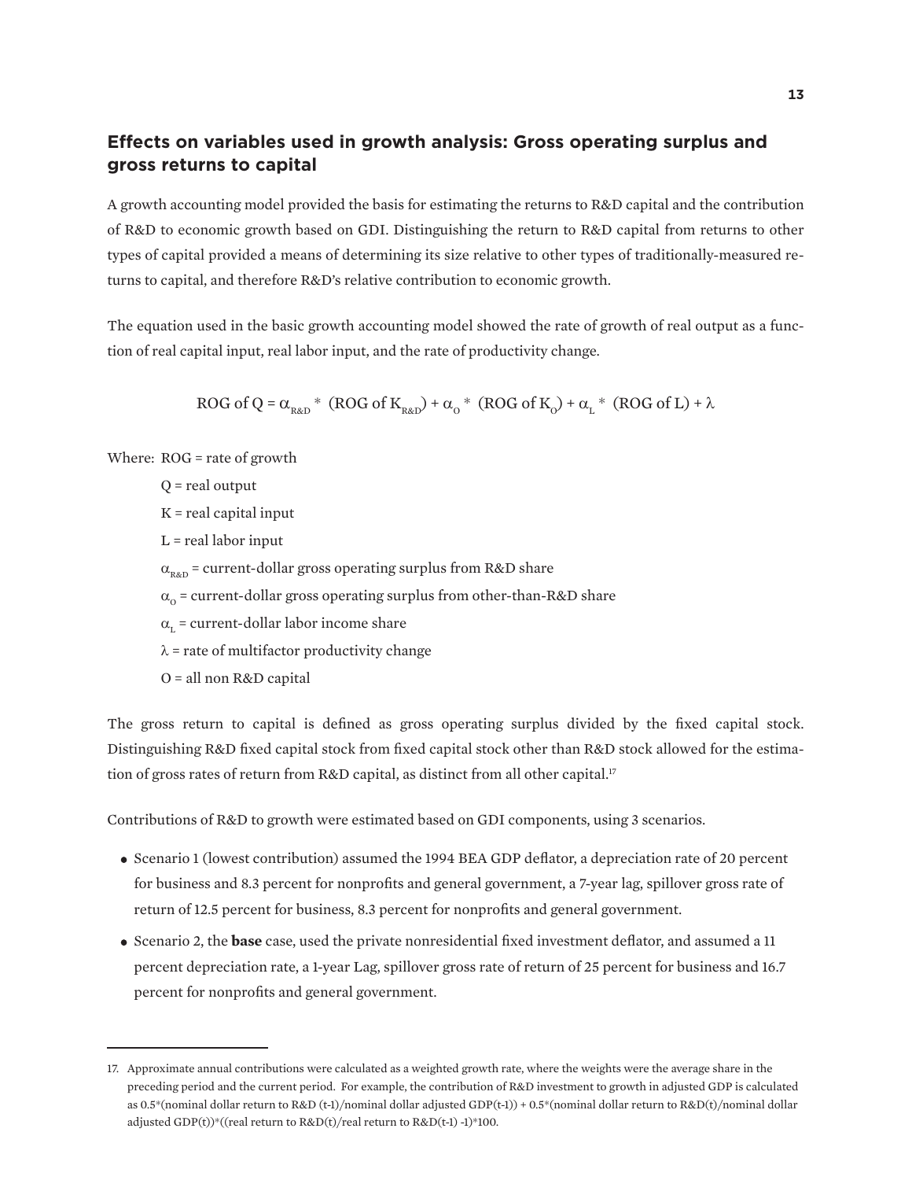## Effects on variables used in growth analysis: Gross operating surplus and gross returns to capital

A growth accounting model provided the basis for estimating the returns to R&D capital and the contribution of R&D to economic growth based on GDI. Distinguishing the return to R&D capital from returns to other types of capital provided a means of determining its size relative to other types of traditionally-measured returns to capital, and therefore R&D's relative contribution to economic growth.

The equation used in the basic growth accounting model showed the rate of growth of real output as a function of real capital input, real labor input, and the rate of productivity change.

$$\text{ROG of } Q = \alpha_{R\&D} * (\text{ROG of } K_{R\&D}) + \alpha_O * (\text{ROG of } K_O) + \alpha_L * (\text{ROG of } L) + \lambda$$

Where: ROG = rate of growth

$Q$ = real output

$K$ = real capital input

$L$ = real labor input

$\alpha_{R\&D}$ = current-dollar gross operating surplus from R&D share

$\alpha_O$ = current-dollar gross operating surplus from other-than-R&D share

$\alpha_L$ = current-dollar labor income share

$\lambda$ = rate of multifactor productivity change

$O$ = all non R&D capital

The gross return to capital is defined as gross operating surplus divided by the fixed capital stock. Distinguishing R&D fixed capital stock from fixed capital stock other than R&D stock allowed for the estimation of gross rates of return from R&D capital, as distinct from all other capital.[17]

Contributions of R&D to growth were estimated based on GDI components, using 3 scenarios.

- Scenario 1 (lowest contribution) assumed the 1994 BEA GDP deflator, a depreciation rate of 20 percent for business and 8.3 percent for nonprofits and general government, a 7-year lag, spillover gross rate of return of 12.5 percent for business, 8.3 percent for nonprofits and general government.
- Scenario 2, the **base** case, used the private nonresidential fixed investment deflator, and assumed a 11 percent depreciation rate, a 1-year Lag, spillover gross rate of return of 25 percent for business and 16.7 percent for nonprofits and general government.

17. Approximate annual contributions were calculated as a weighted growth rate, where the weights were the average share in the preceding period and the current period. For example, the contribution of R&D investment to growth in adjusted GDP is calculated as 0.5*(nominal dollar return to R&D (t-1)/nominal dollar adjusted GDP(t-1)) + 0.5*(nominal dollar return to R&D(t)/nominal dollar adjusted GDP(t))*((real return to R&D(t)/real return to R&D(t-1) -1)*100.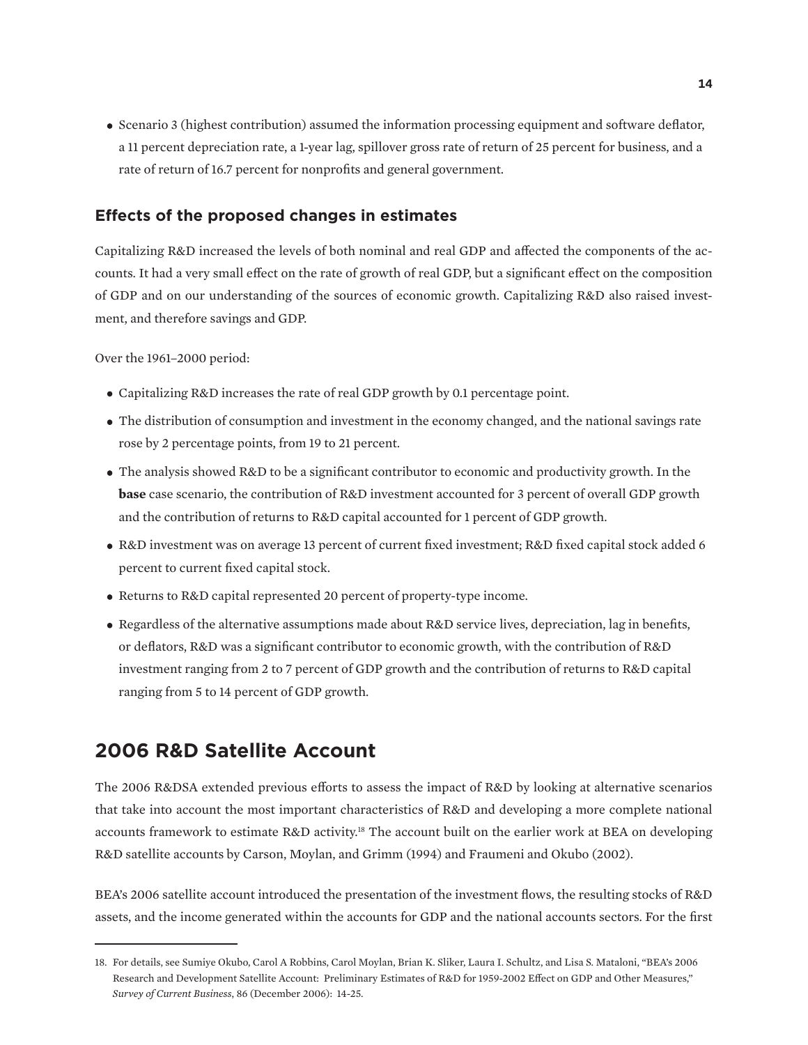- Scenario 3 (highest contribution) assumed the information processing equipment and software deflator, a 11 percent depreciation rate, a 1-year lag, spillover gross rate of return of 25 percent for business, and a rate of return of 16.7 percent for nonprofits and general government.

### Effects of the proposed changes in estimates

Capitalizing R&D increased the levels of both nominal and real GDP and affected the components of the accounts. It had a very small effect on the rate of growth of real GDP, but a significant effect on the composition of GDP and on our understanding of the sources of economic growth. Capitalizing R&D also raised investment, and therefore savings and GDP.

Over the 1961–2000 period:

- Capitalizing R&D increases the rate of real GDP growth by 0.1 percentage point.
- The distribution of consumption and investment in the economy changed, and the national savings rate rose by 2 percentage points, from 19 to 21 percent.
- The analysis showed R&D to be a significant contributor to economic and productivity growth. In the **base** case scenario, the contribution of R&D investment accounted for 3 percent of overall GDP growth and the contribution of returns to R&D capital accounted for 1 percent of GDP growth.
- R&D investment was on average 13 percent of current fixed investment; R&D fixed capital stock added 6 percent to current fixed capital stock.
- Returns to R&D capital represented 20 percent of property-type income.
- Regardless of the alternative assumptions made about R&D service lives, depreciation, lag in benefits, or deflators, R&D was a significant contributor to economic growth, with the contribution of R&D investment ranging from 2 to 7 percent of GDP growth and the contribution of returns to R&D capital ranging from 5 to 14 percent of GDP growth.

## 2006 R&D Satellite Account

The 2006 R&DSA extended previous efforts to assess the impact of R&D by looking at alternative scenarios that take into account the most important characteristics of R&D and developing a more complete national accounts framework to estimate R&D activity.[18] The account built on the earlier work at BEA on developing R&D satellite accounts by Carson, Moylan, and Grimm (1994) and Fraumeni and Okubo (2002).

BEA's 2006 satellite account introduced the presentation of the investment flows, the resulting stocks of R&D assets, and the income generated within the accounts for GDP and the national accounts sectors. For the first

18. For details, see Sumiye Okubo, Carol A Robbins, Carol Moylan, Brian K. Sliker, Laura I. Schultz, and Lisa S. Mataloni, "BEA's 2006 Research and Development Satellite Account: Preliminary Estimates of R&D for 1959-2002 Effect on GDP and Other Measures," *Survey of Current Business*, 86 (December 2006): 14-25.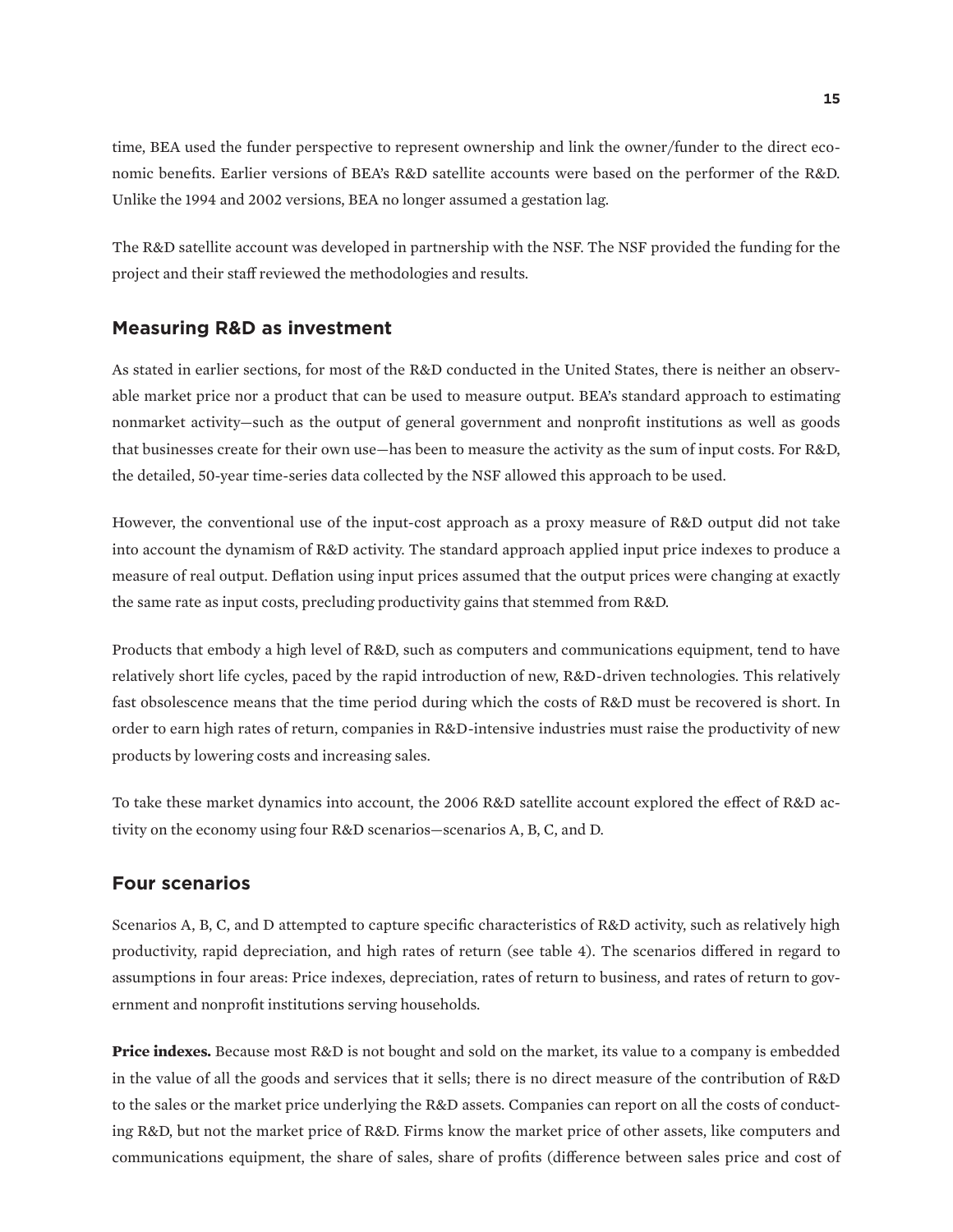time, BEA used the funder perspective to represent ownership and link the owner/funder to the direct economic benefits. Earlier versions of BEA's R&D satellite accounts were based on the performer of the R&D. Unlike the 1994 and 2002 versions, BEA no longer assumed a gestation lag.

The R&D satellite account was developed in partnership with the NSF. The NSF provided the funding for the project and their staff reviewed the methodologies and results.

## Measuring R&D as investment

As stated in earlier sections, for most of the R&D conducted in the United States, there is neither an observable market price nor a product that can be used to measure output. BEA's standard approach to estimating nonmarket activity—such as the output of general government and nonprofit institutions as well as goods that businesses create for their own use—has been to measure the activity as the sum of input costs. For R&D, the detailed, 50-year time-series data collected by the NSF allowed this approach to be used.

However, the conventional use of the input-cost approach as a proxy measure of R&D output did not take into account the dynamism of R&D activity. The standard approach applied input price indexes to produce a measure of real output. Deflation using input prices assumed that the output prices were changing at exactly the same rate as input costs, precluding productivity gains that stemmed from R&D.

Products that embody a high level of R&D, such as computers and communications equipment, tend to have relatively short life cycles, paced by the rapid introduction of new, R&D-driven technologies. This relatively fast obsolescence means that the time period during which the costs of R&D must be recovered is short. In order to earn high rates of return, companies in R&D-intensive industries must raise the productivity of new products by lowering costs and increasing sales.

To take these market dynamics into account, the 2006 R&D satellite account explored the effect of R&D activity on the economy using four R&D scenarios—scenarios A, B, C, and D.

## Four scenarios

Scenarios A, B, C, and D attempted to capture specific characteristics of R&D activity, such as relatively high productivity, rapid depreciation, and high rates of return (see table 4). The scenarios differed in regard to assumptions in four areas: Price indexes, depreciation, rates of return to business, and rates of return to government and nonprofit institutions serving households.

**Price indexes.** Because most R&D is not bought and sold on the market, its value to a company is embedded in the value of all the goods and services that it sells; there is no direct measure of the contribution of R&D to the sales or the market price underlying the R&D assets. Companies can report on all the costs of conducting R&D, but not the market price of R&D. Firms know the market price of other assets, like computers and communications equipment, the share of sales, share of profits (difference between sales price and cost of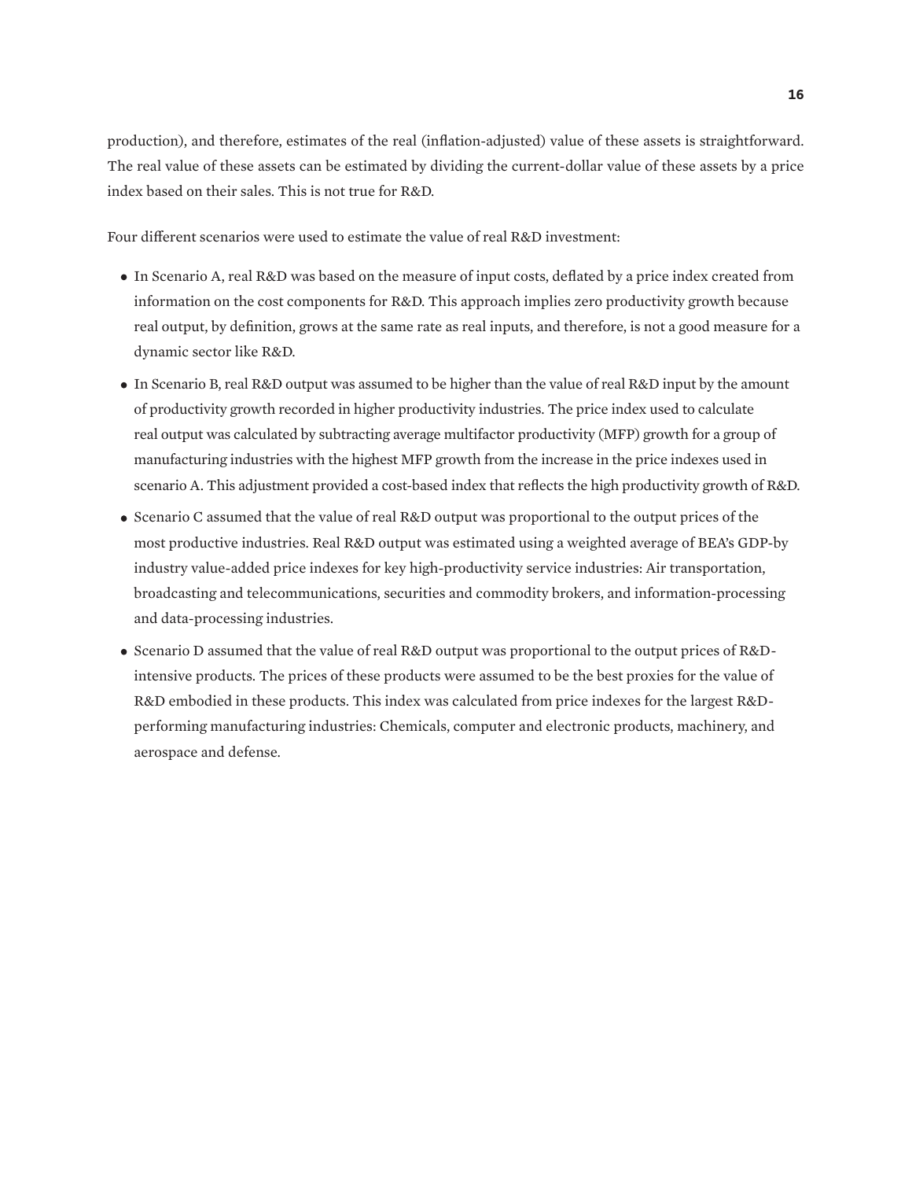production), and therefore, estimates of the real (inflation-adjusted) value of these assets is straightforward. The real value of these assets can be estimated by dividing the current-dollar value of these assets by a price index based on their sales. This is not true for R&D.

Four different scenarios were used to estimate the value of real R&D investment:

- In Scenario A, real R&D was based on the measure of input costs, deflated by a price index created from information on the cost components for R&D. This approach implies zero productivity growth because real output, by definition, grows at the same rate as real inputs, and therefore, is not a good measure for a dynamic sector like R&D.
- In Scenario B, real R&D output was assumed to be higher than the value of real R&D input by the amount of productivity growth recorded in higher productivity industries. The price index used to calculate real output was calculated by subtracting average multifactor productivity (MFP) growth for a group of manufacturing industries with the highest MFP growth from the increase in the price indexes used in scenario A. This adjustment provided a cost-based index that reflects the high productivity growth of R&D.
- Scenario C assumed that the value of real R&D output was proportional to the output prices of the most productive industries. Real R&D output was estimated using a weighted average of BEA's GDP-by industry value-added price indexes for key high-productivity service industries: Air transportation, broadcasting and telecommunications, securities and commodity brokers, and information-processing and data-processing industries.
- Scenario D assumed that the value of real R&D output was proportional to the output prices of R&D-intensive products. The prices of these products were assumed to be the best proxies for the value of R&D embodied in these products. This index was calculated from price indexes for the largest R&D-performing manufacturing industries: Chemicals, computer and electronic products, machinery, and aerospace and defense.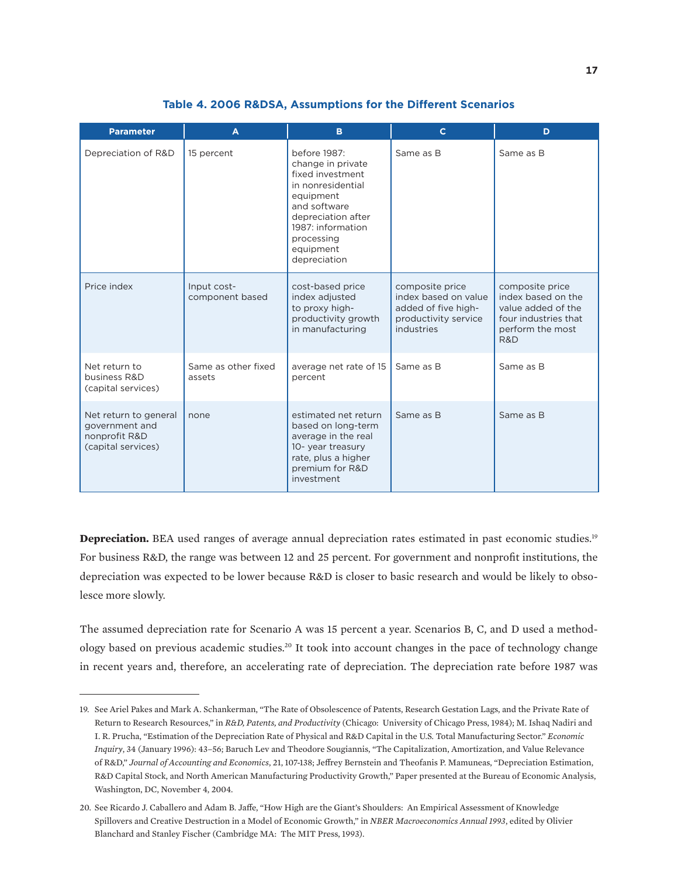**Table 4. 2006 R&DSA, Assumptions for the Different Scenarios**

| Parameter | A | B | C | D |
|---|---|---|---|---|
| Depreciation of R&D | 15 percent | before 1987: change in private fixed investment in nonresidential equipment and software depreciation after 1987: information processing equipment depreciation | Same as B | Same as B |
| Price index | Input cost-component based | cost-based price index adjusted to proxy high-productivity growth in manufacturing | composite price index based on value added of five high-productivity service industries | composite price index based on the value added of the four industries that perform the most R&D |
| Net return to business R&D (capital services) | Same as other fixed assets | average net rate of 15 percent | Same as B | Same as B |
| Net return to general government and nonprofit R&D (capital services) | none | estimated net return based on long-term average in the real 10- year treasury rate, plus a higher premium for R&D investment | Same as B | Same as B |

**Depreciation.** BEA used ranges of average annual depreciation rates estimated in past economic studies.[19] For business R&D, the range was between 12 and 25 percent. For government and nonprofit institutions, the depreciation was expected to be lower because R&D is closer to basic research and would be likely to obsolesce more slowly.

The assumed depreciation rate for Scenario A was 15 percent a year. Scenarios B, C, and D used a methodology based on previous academic studies.[20] It took into account changes in the pace of technology change in recent years and, therefore, an accelerating rate of depreciation. The depreciation rate before 1987 was

---

19. See Ariel Pakes and Mark A. Schankerman, "The Rate of Obsolescence of Patents, Research Gestation Lags, and the Private Rate of Return to Research Resources," in *R&D, Patents, and Productivity* (Chicago: University of Chicago Press, 1984); M. Ishaq Nadiri and I. R. Prucha, "Estimation of the Depreciation Rate of Physical and R&D Capital in the U.S. Total Manufacturing Sector." *Economic Inquiry*, 34 (January 1996): 43–56; Baruch Lev and Theodore Sougiannis, "The Capitalization, Amortization, and Value Relevance of R&D," *Journal of Accounting and Economics*, 21, 107-138; Jeffrey Bernstein and Theofanis P. Mamuneas, "Depreciation Estimation, R&D Capital Stock, and North American Manufacturing Productivity Growth," Paper presented at the Bureau of Economic Analysis, Washington, DC, November 4, 2004.

20. See Ricardo J. Caballero and Adam B. Jaffe, "How High are the Giant's Shoulders: An Empirical Assessment of Knowledge Spillovers and Creative Destruction in a Model of Economic Growth," in *NBER Macroeconomics Annual 1993*, edited by Olivier Blanchard and Stanley Fischer (Cambridge MA: The MIT Press, 1993).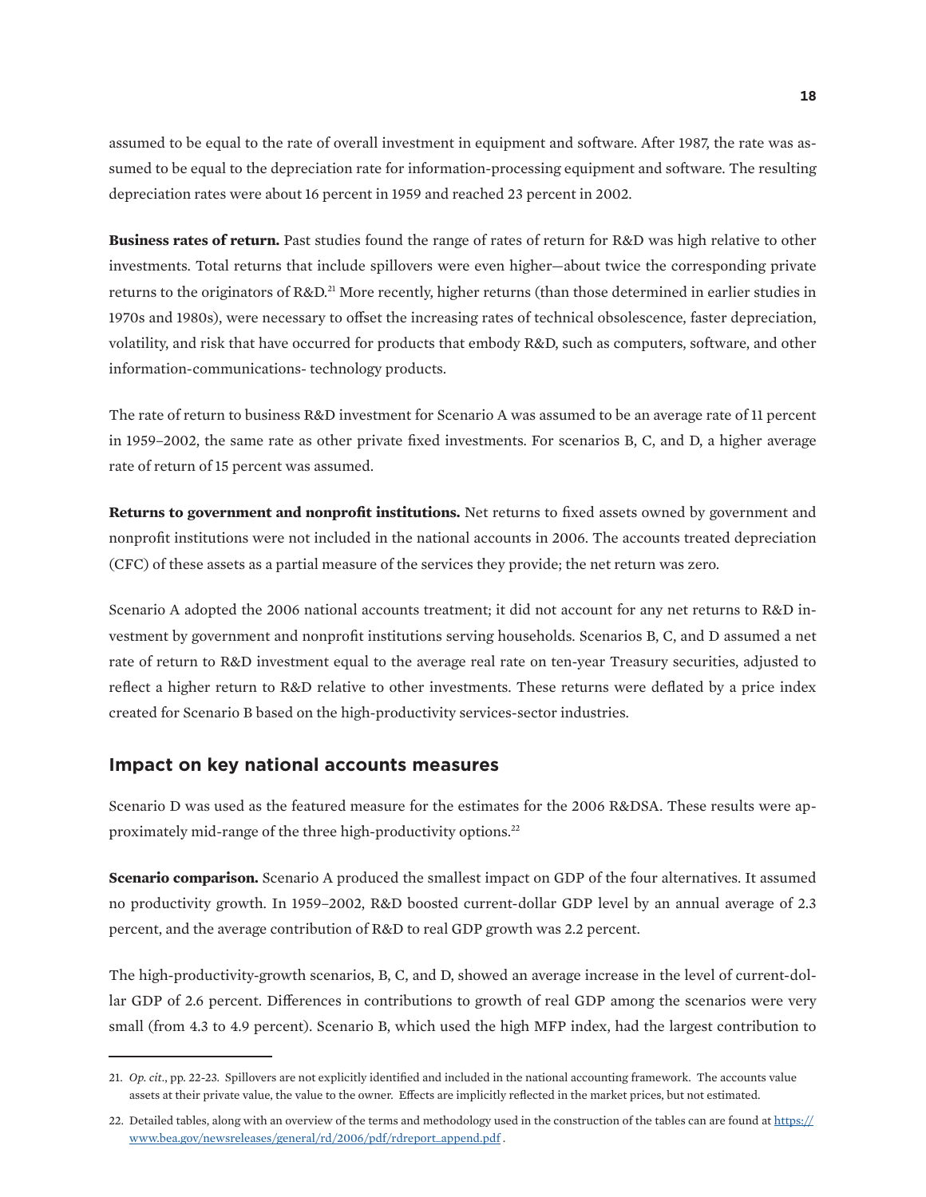assumed to be equal to the rate of overall investment in equipment and software. After 1987, the rate was assumed to be equal to the depreciation rate for information-processing equipment and software. The resulting depreciation rates were about 16 percent in 1959 and reached 23 percent in 2002.

**Business rates of return.** Past studies found the range of rates of return for R&D was high relative to other investments. Total returns that include spillovers were even higher—about twice the corresponding private returns to the originators of R&D.[21] More recently, higher returns (than those determined in earlier studies in 1970s and 1980s), were necessary to offset the increasing rates of technical obsolescence, faster depreciation, volatility, and risk that have occurred for products that embody R&D, such as computers, software, and other information-communications- technology products.

The rate of return to business R&D investment for Scenario A was assumed to be an average rate of 11 percent in 1959–2002, the same rate as other private fixed investments. For scenarios B, C, and D, a higher average rate of return of 15 percent was assumed.

**Returns to government and nonprofit institutions.** Net returns to fixed assets owned by government and nonprofit institutions were not included in the national accounts in 2006. The accounts treated depreciation (CFC) of these assets as a partial measure of the services they provide; the net return was zero.

Scenario A adopted the 2006 national accounts treatment; it did not account for any net returns to R&D investment by government and nonprofit institutions serving households. Scenarios B, C, and D assumed a net rate of return to R&D investment equal to the average real rate on ten-year Treasury securities, adjusted to reflect a higher return to R&D relative to other investments. These returns were deflated by a price index created for Scenario B based on the high-productivity services-sector industries.

## Impact on key national accounts measures

Scenario D was used as the featured measure for the estimates for the 2006 R&DSA. These results were approximately mid-range of the three high-productivity options.[22]

**Scenario comparison.** Scenario A produced the smallest impact on GDP of the four alternatives. It assumed no productivity growth. In 1959–2002, R&D boosted current-dollar GDP level by an annual average of 2.3 percent, and the average contribution of R&D to real GDP growth was 2.2 percent.

The high-productivity-growth scenarios, B, C, and D, showed an average increase in the level of current-dollar GDP of 2.6 percent. Differences in contributions to growth of real GDP among the scenarios were very small (from 4.3 to 4.9 percent). Scenario B, which used the high MFP index, had the largest contribution to

---

21. *Op. cit*., pp. 22-23. Spillovers are not explicitly identified and included in the national accounting framework. The accounts value assets at their private value, the value to the owner. Effects are implicitly reflected in the market prices, but not estimated.

22. Detailed tables, along with an overview of the terms and methodology used in the construction of the tables can are found at [https://www.bea.gov/newsreleases/general/rd/2006/pdf/rdreport_append.pdf](https://www.bea.gov/newsreleases/general/rd/2006/pdf/rdreport_append.pdf) .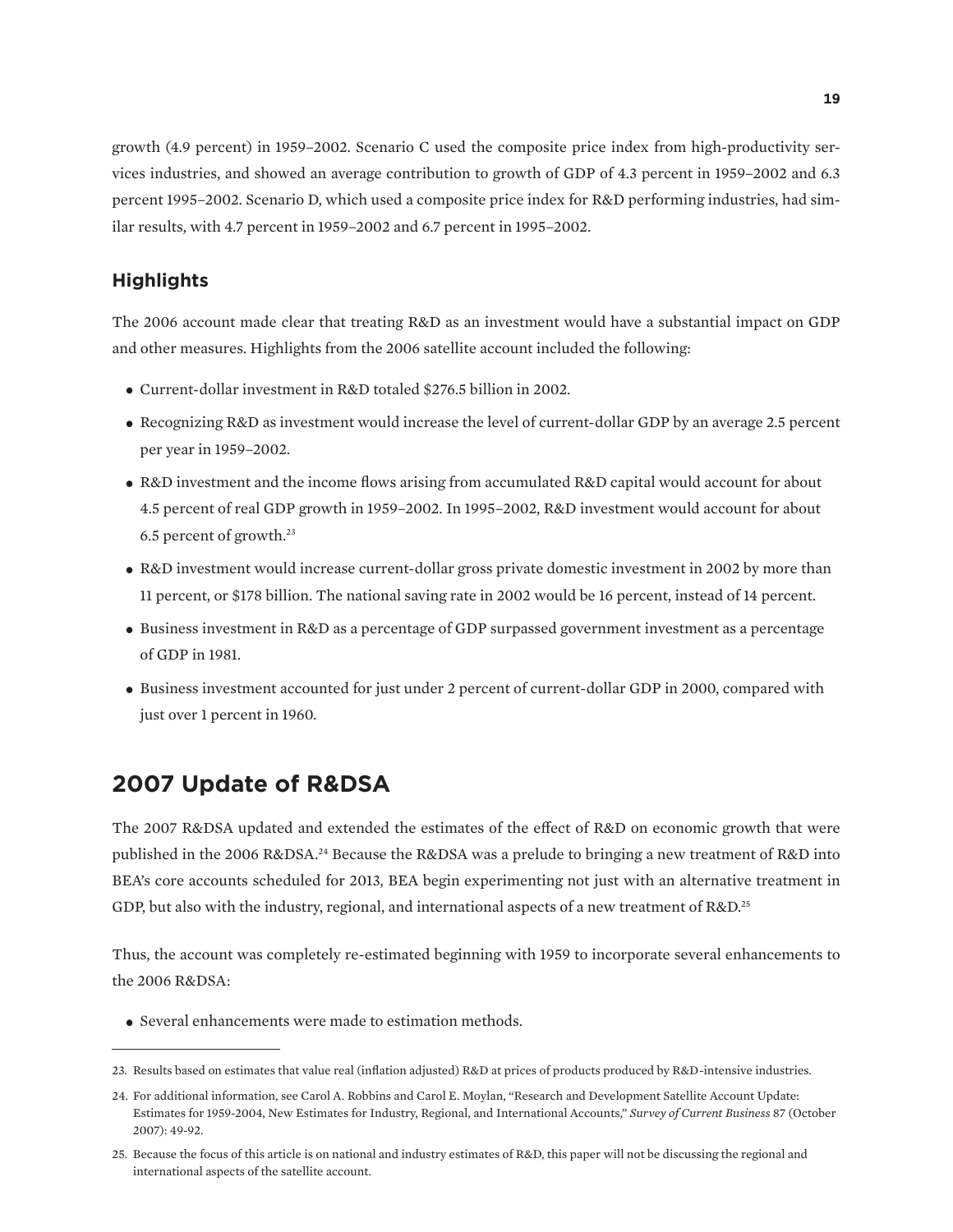growth (4.9 percent) in 1959–2002. Scenario C used the composite price index from high-productivity services industries, and showed an average contribution to growth of GDP of 4.3 percent in 1959–2002 and 6.3 percent 1995–2002. Scenario D, which used a composite price index for R&D performing industries, had similar results, with 4.7 percent in 1959–2002 and 6.7 percent in 1995–2002.

### Highlights

The 2006 account made clear that treating R&D as an investment would have a substantial impact on GDP and other measures. Highlights from the 2006 satellite account included the following:

- Current-dollar investment in R&D totaled $276.5 billion in 2002.
- Recognizing R&D as investment would increase the level of current-dollar GDP by an average 2.5 percent per year in 1959–2002.
- R&D investment and the income flows arising from accumulated R&D capital would account for about 4.5 percent of real GDP growth in 1959–2002. In 1995–2002, R&D investment would account for about 6.5 percent of growth.[23]
- R&D investment would increase current-dollar gross private domestic investment in 2002 by more than 11 percent, or $178 billion. The national saving rate in 2002 would be 16 percent, instead of 14 percent.
- Business investment in R&D as a percentage of GDP surpassed government investment as a percentage of GDP in 1981.
- Business investment accounted for just under 2 percent of current-dollar GDP in 2000, compared with just over 1 percent in 1960.

## 2007 Update of R&DSA

The 2007 R&DSA updated and extended the estimates of the effect of R&D on economic growth that were published in the 2006 R&DSA.[24] Because the R&DSA was a prelude to bringing a new treatment of R&D into BEA's core accounts scheduled for 2013, BEA begin experimenting not just with an alternative treatment in GDP, but also with the industry, regional, and international aspects of a new treatment of R&D.[25]

Thus, the account was completely re-estimated beginning with 1959 to incorporate several enhancements to the 2006 R&DSA:

- Several enhancements were made to estimation methods.

---

23. Results based on estimates that value real (inflation adjusted) R&D at prices of products produced by R&D-intensive industries.

24. For additional information, see Carol A. Robbins and Carol E. Moylan, "Research and Development Satellite Account Update: Estimates for 1959-2004, New Estimates for Industry, Regional, and International Accounts," *Survey of Current Business* 87 (October 2007): 49-92.

25. Because the focus of this article is on national and industry estimates of R&D, this paper will not be discussing the regional and international aspects of the satellite account.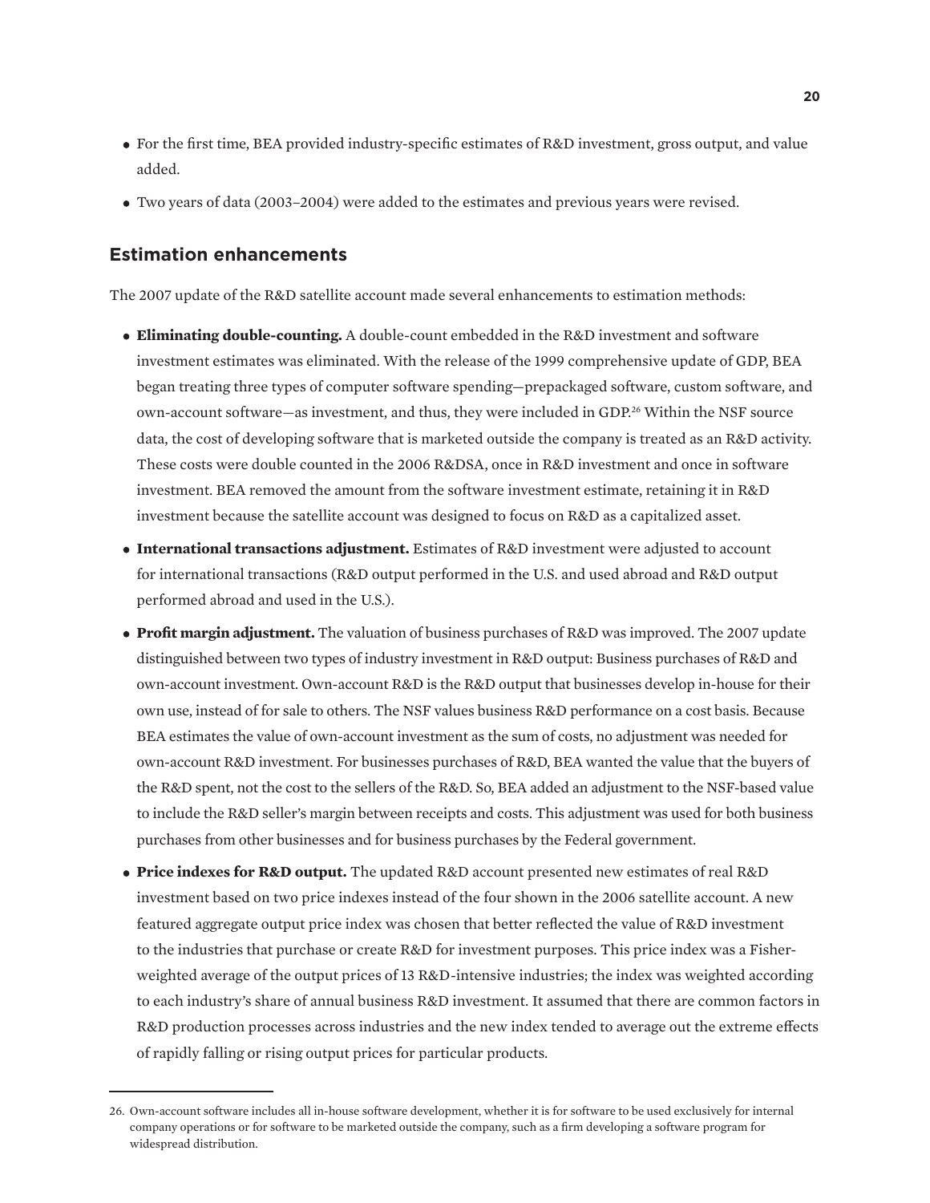- For the first time, BEA provided industry-specific estimates of R&D investment, gross output, and value added.
- Two years of data (2003–2004) were added to the estimates and previous years were revised.

## Estimation enhancements

The 2007 update of the R&D satellite account made several enhancements to estimation methods:

- **Eliminating double-counting.** A double-count embedded in the R&D investment and software investment estimates was eliminated. With the release of the 1999 comprehensive update of GDP, BEA began treating three types of computer software spending—prepackaged software, custom software, and own-account software—as investment, and thus, they were included in GDP.[26] Within the NSF source data, the cost of developing software that is marketed outside the company is treated as an R&D activity. These costs were double counted in the 2006 R&DSA, once in R&D investment and once in software investment. BEA removed the amount from the software investment estimate, retaining it in R&D investment because the satellite account was designed to focus on R&D as a capitalized asset.
- **International transactions adjustment.** Estimates of R&D investment were adjusted to account for international transactions (R&D output performed in the U.S. and used abroad and R&D output performed abroad and used in the U.S.).
- **Profit margin adjustment.** The valuation of business purchases of R&D was improved. The 2007 update distinguished between two types of industry investment in R&D output: Business purchases of R&D and own-account investment. Own-account R&D is the R&D output that businesses develop in-house for their own use, instead of for sale to others. The NSF values business R&D performance on a cost basis. Because BEA estimates the value of own-account investment as the sum of costs, no adjustment was needed for own-account R&D investment. For businesses purchases of R&D, BEA wanted the value that the buyers of the R&D spent, not the cost to the sellers of the R&D. So, BEA added an adjustment to the NSF-based value to include the R&D seller's margin between receipts and costs. This adjustment was used for both business purchases from other businesses and for business purchases by the Federal government.
- **Price indexes for R&D output.** The updated R&D account presented new estimates of real R&D investment based on two price indexes instead of the four shown in the 2006 satellite account. A new featured aggregate output price index was chosen that better reflected the value of R&D investment to the industries that purchase or create R&D for investment purposes. This price index was a Fisher-weighted average of the output prices of 13 R&D-intensive industries; the index was weighted according to each industry's share of annual business R&D investment. It assumed that there are common factors in R&D production processes across industries and the new index tended to average out the extreme effects of rapidly falling or rising output prices for particular products.

---

26. Own-account software includes all in-house software development, whether it is for software to be used exclusively for internal company operations or for software to be marketed outside the company, such as a firm developing a software program for widespread distribution.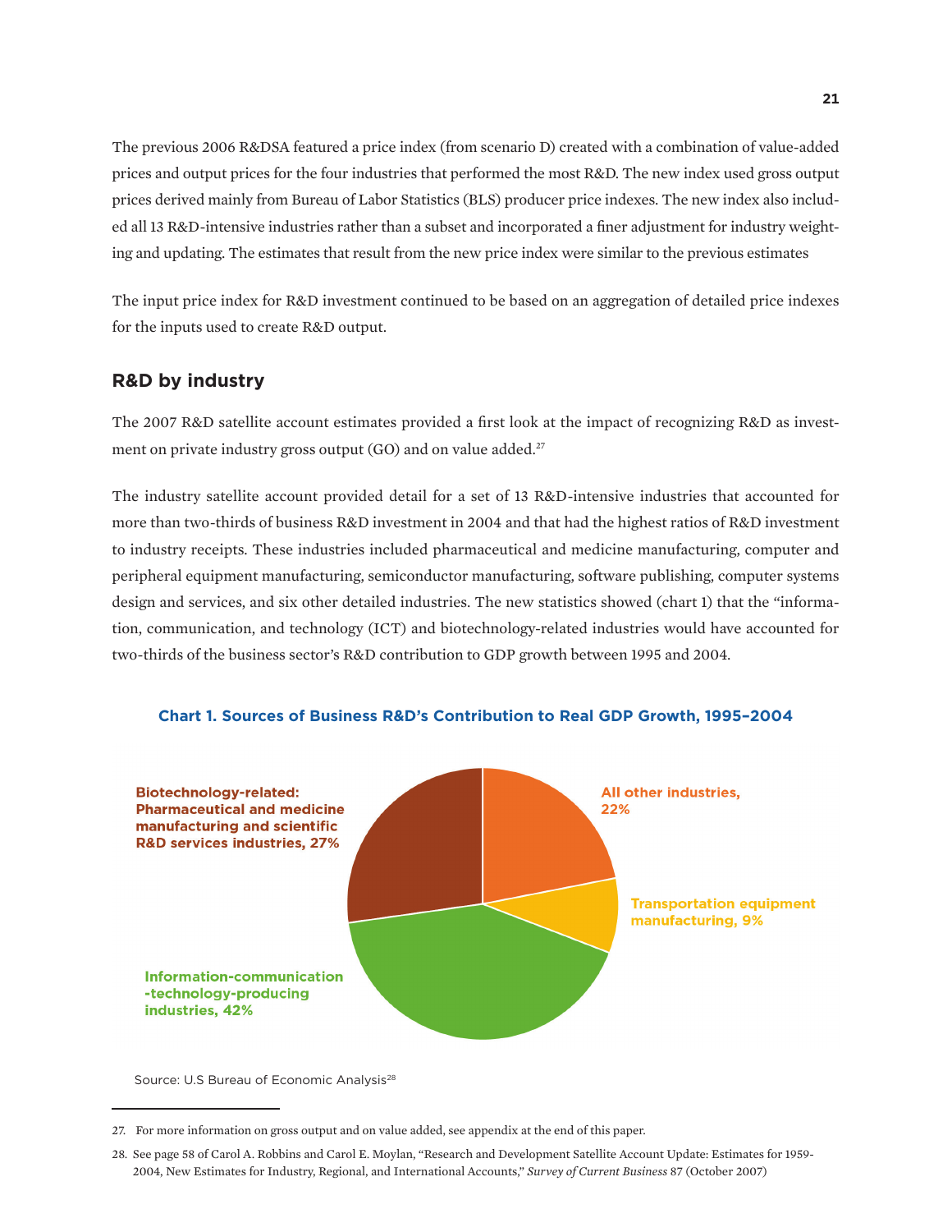The previous 2006 R&DSA featured a price index (from scenario D) created with a combination of value-added prices and output prices for the four industries that performed the most R&D. The new index used gross output prices derived mainly from Bureau of Labor Statistics (BLS) producer price indexes. The new index also included all 13 R&D-intensive industries rather than a subset and incorporated a finer adjustment for industry weighting and updating. The estimates that result from the new price index were similar to the previous estimates

The input price index for R&D investment continued to be based on an aggregation of detailed price indexes for the inputs used to create R&D output.

## R&D by industry

The 2007 R&D satellite account estimates provided a first look at the impact of recognizing R&D as investment on private industry gross output (GO) and on value added.[27]

The industry satellite account provided detail for a set of 13 R&D-intensive industries that accounted for more than two-thirds of business R&D investment in 2004 and that had the highest ratios of R&D investment to industry receipts. These industries included pharmaceutical and medicine manufacturing, computer and peripheral equipment manufacturing, semiconductor manufacturing, software publishing, computer systems design and services, and six other detailed industries. The new statistics showed (chart 1) that the "information, communication, and technology (ICT) and biotechnology-related industries would have accounted for two-thirds of the business sector's R&D contribution to GDP growth between 1995 and 2004.

**Chart 1. Sources of Business R&D's Contribution to Real GDP Growth, 1995–2004**

| Sector | Share |
|---|---|
| Biotechnology-related: Pharmaceutical and medicine manufacturing and scientific R&D services industries | 27% |
| All other industries | 22% |
| Transportation equipment manufacturing | 9% |
| Information-communication-technology-producing industries | 42% |

Source: U.S Bureau of Economic Analysis[28]

---

27. For more information on gross output and on value added, see appendix at the end of this paper.

28. See page 58 of Carol A. Robbins and Carol E. Moylan, "Research and Development Satellite Account Update: Estimates for 1959-2004, New Estimates for Industry, Regional, and International Accounts," *Survey of Current Business* 87 (October 2007)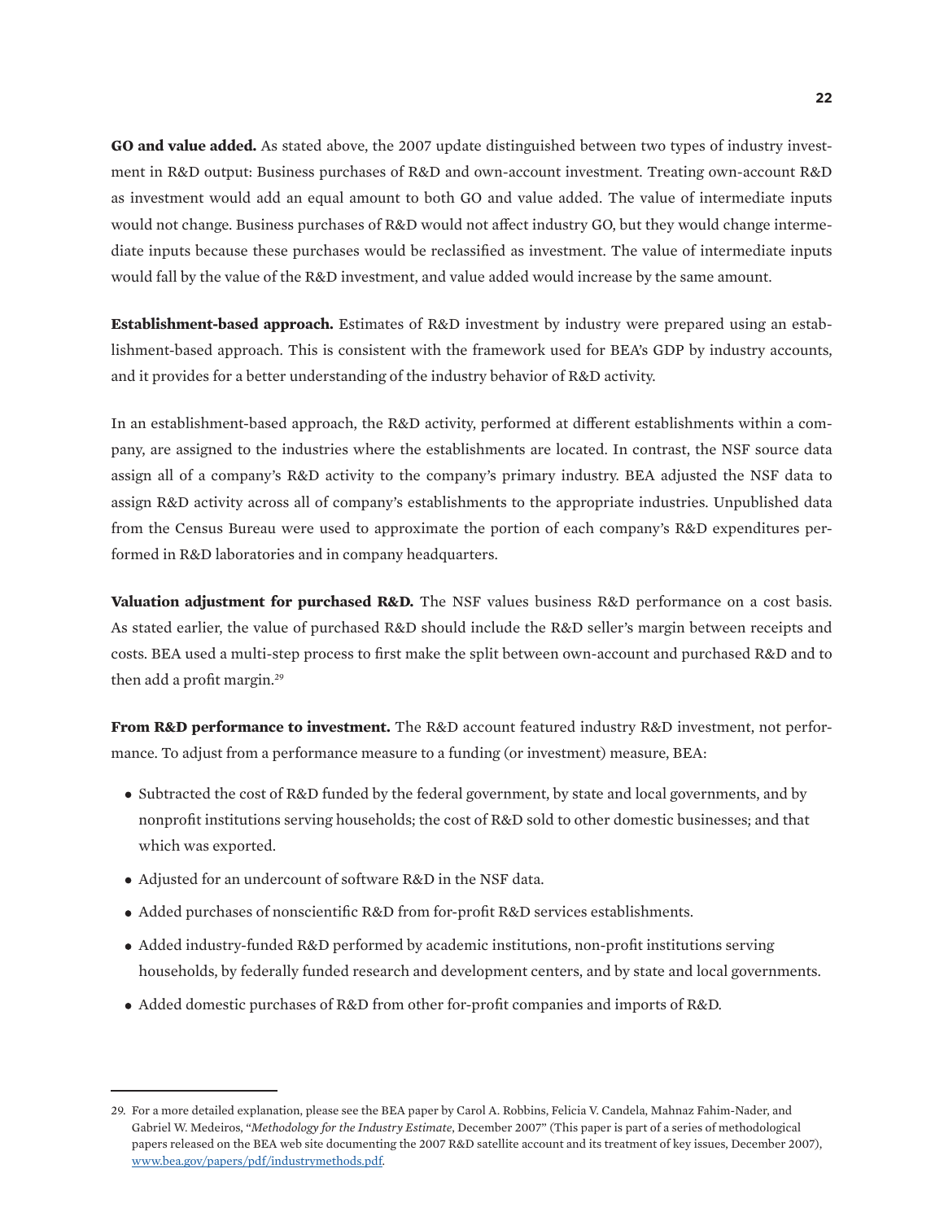**GO and value added.** As stated above, the 2007 update distinguished between two types of industry investment in R&D output: Business purchases of R&D and own-account investment. Treating own-account R&D as investment would add an equal amount to both GO and value added. The value of intermediate inputs would not change. Business purchases of R&D would not affect industry GO, but they would change intermediate inputs because these purchases would be reclassified as investment. The value of intermediate inputs would fall by the value of the R&D investment, and value added would increase by the same amount.

**Establishment-based approach.** Estimates of R&D investment by industry were prepared using an establishment-based approach. This is consistent with the framework used for BEA's GDP by industry accounts, and it provides for a better understanding of the industry behavior of R&D activity.

In an establishment-based approach, the R&D activity, performed at different establishments within a company, are assigned to the industries where the establishments are located. In contrast, the NSF source data assign all of a company's R&D activity to the company's primary industry. BEA adjusted the NSF data to assign R&D activity across all of company's establishments to the appropriate industries. Unpublished data from the Census Bureau were used to approximate the portion of each company's R&D expenditures performed in R&D laboratories and in company headquarters.

**Valuation adjustment for purchased R&D.** The NSF values business R&D performance on a cost basis. As stated earlier, the value of purchased R&D should include the R&D seller's margin between receipts and costs. BEA used a multi-step process to first make the split between own-account and purchased R&D and to then add a profit margin.[29]

**From R&D performance to investment.** The R&D account featured industry R&D investment, not performance. To adjust from a performance measure to a funding (or investment) measure, BEA:

- Subtracted the cost of R&D funded by the federal government, by state and local governments, and by nonprofit institutions serving households; the cost of R&D sold to other domestic businesses; and that which was exported.
- Adjusted for an undercount of software R&D in the NSF data.
- Added purchases of nonscientific R&D from for-profit R&D services establishments.
- Added industry-funded R&D performed by academic institutions, non-profit institutions serving households, by federally funded research and development centers, and by state and local governments.
- Added domestic purchases of R&D from other for-profit companies and imports of R&D.

---

29. For a more detailed explanation, please see the BEA paper by Carol A. Robbins, Felicia V. Candela, Mahnaz Fahim-Nader, and Gabriel W. Medeiros, "*Methodology for the Industry Estimate*, December 2007" (This paper is part of a series of methodological papers released on the BEA web site documenting the 2007 R&D satellite account and its treatment of key issues, December 2007), www.bea.gov/papers/pdf/industrymethods.pdf.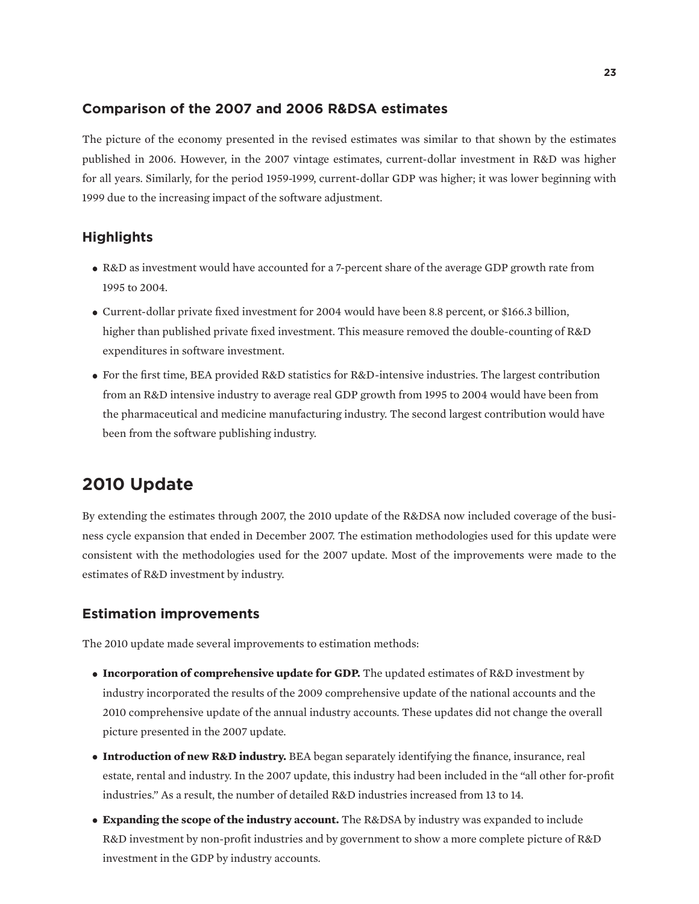### Comparison of the 2007 and 2006 R&DSA estimates

The picture of the economy presented in the revised estimates was similar to that shown by the estimates published in 2006. However, in the 2007 vintage estimates, current-dollar investment in R&D was higher for all years. Similarly, for the period 1959-1999, current-dollar GDP was higher; it was lower beginning with 1999 due to the increasing impact of the software adjustment.

### Highlights

- R&D as investment would have accounted for a 7-percent share of the average GDP growth rate from 1995 to 2004.
- Current-dollar private fixed investment for 2004 would have been 8.8 percent, or $166.3 billion, higher than published private fixed investment. This measure removed the double-counting of R&D expenditures in software investment.
- For the first time, BEA provided R&D statistics for R&D-intensive industries. The largest contribution from an R&D intensive industry to average real GDP growth from 1995 to 2004 would have been from the pharmaceutical and medicine manufacturing industry. The second largest contribution would have been from the software publishing industry.

## 2010 Update

By extending the estimates through 2007, the 2010 update of the R&DSA now included coverage of the business cycle expansion that ended in December 2007. The estimation methodologies used for this update were consistent with the methodologies used for the 2007 update. Most of the improvements were made to the estimates of R&D investment by industry.

### Estimation improvements

The 2010 update made several improvements to estimation methods:

- **Incorporation of comprehensive update for GDP.** The updated estimates of R&D investment by industry incorporated the results of the 2009 comprehensive update of the national accounts and the 2010 comprehensive update of the annual industry accounts. These updates did not change the overall picture presented in the 2007 update.
- **Introduction of new R&D industry.** BEA began separately identifying the finance, insurance, real estate, rental and industry. In the 2007 update, this industry had been included in the "all other for-profit industries." As a result, the number of detailed R&D industries increased from 13 to 14.
- **Expanding the scope of the industry account.** The R&DSA by industry was expanded to include R&D investment by non-profit industries and by government to show a more complete picture of R&D investment in the GDP by industry accounts.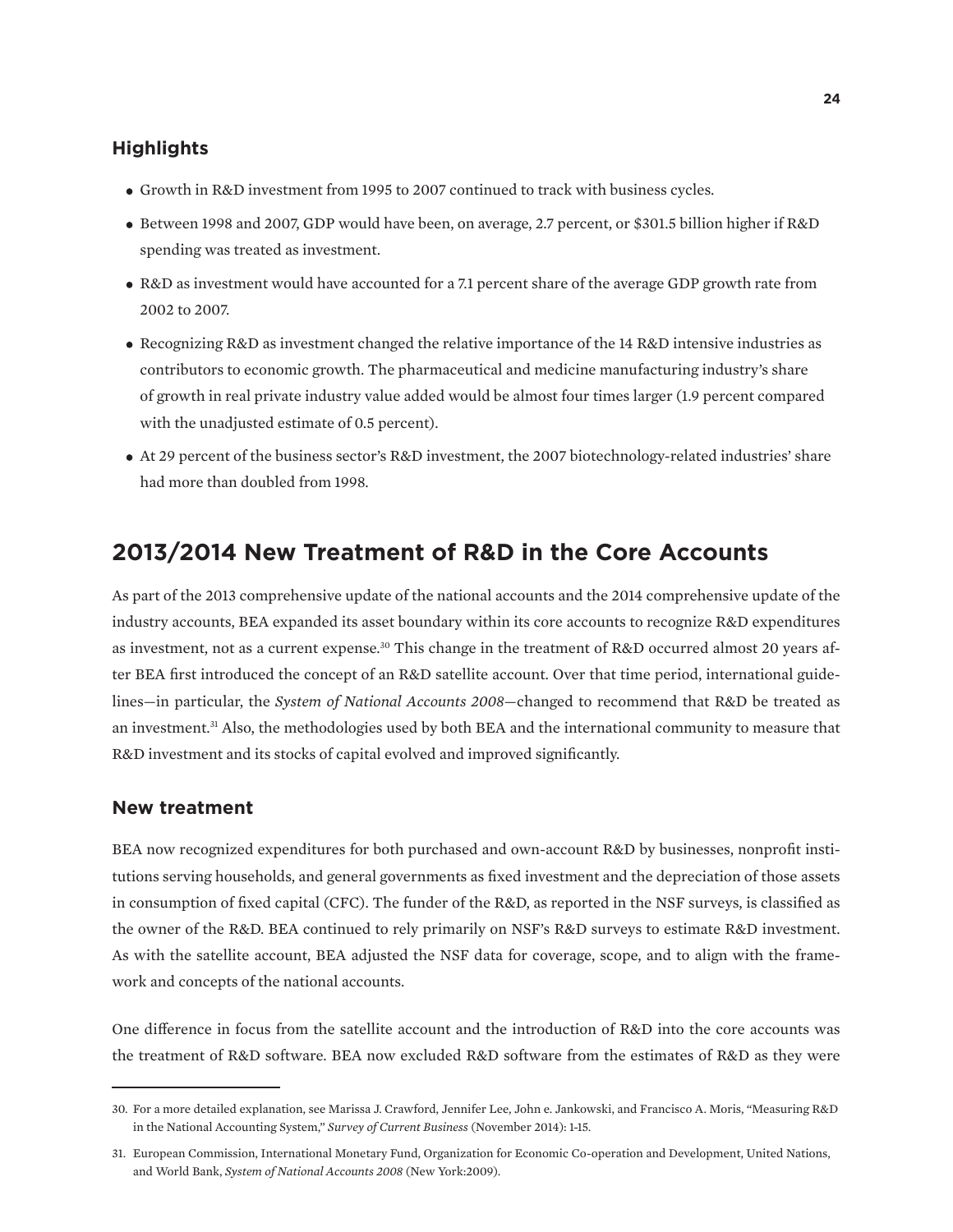### Highlights

- Growth in R&D investment from 1995 to 2007 continued to track with business cycles.
- Between 1998 and 2007, GDP would have been, on average, 2.7 percent, or $301.5 billion higher if R&D spending was treated as investment.
- R&D as investment would have accounted for a 7.1 percent share of the average GDP growth rate from 2002 to 2007.
- Recognizing R&D as investment changed the relative importance of the 14 R&D intensive industries as contributors to economic growth. The pharmaceutical and medicine manufacturing industry's share of growth in real private industry value added would be almost four times larger (1.9 percent compared with the unadjusted estimate of 0.5 percent).
- At 29 percent of the business sector's R&D investment, the 2007 biotechnology-related industries' share had more than doubled from 1998.

## 2013/2014 New Treatment of R&D in the Core Accounts

As part of the 2013 comprehensive update of the national accounts and the 2014 comprehensive update of the industry accounts, BEA expanded its asset boundary within its core accounts to recognize R&D expenditures as investment, not as a current expense.[30] This change in the treatment of R&D occurred almost 20 years after BEA first introduced the concept of an R&D satellite account. Over that time period, international guidelines—in particular, the *System of National Accounts 2008*—changed to recommend that R&D be treated as an investment.[31] Also, the methodologies used by both BEA and the international community to measure that R&D investment and its stocks of capital evolved and improved significantly.

### New treatment

BEA now recognized expenditures for both purchased and own-account R&D by businesses, nonprofit institutions serving households, and general governments as fixed investment and the depreciation of those assets in consumption of fixed capital (CFC). The funder of the R&D, as reported in the NSF surveys, is classified as the owner of the R&D. BEA continued to rely primarily on NSF's R&D surveys to estimate R&D investment. As with the satellite account, BEA adjusted the NSF data for coverage, scope, and to align with the framework and concepts of the national accounts.

One difference in focus from the satellite account and the introduction of R&D into the core accounts was the treatment of R&D software. BEA now excluded R&D software from the estimates of R&D as they were

---

30. For a more detailed explanation, see Marissa J. Crawford, Jennifer Lee, John e. Jankowski, and Francisco A. Moris, "Measuring R&D in the National Accounting System," *Survey of Current Business* (November 2014): 1-15.

31. European Commission, International Monetary Fund, Organization for Economic Co-operation and Development, United Nations, and World Bank, *System of National Accounts 2008* (New York:2009).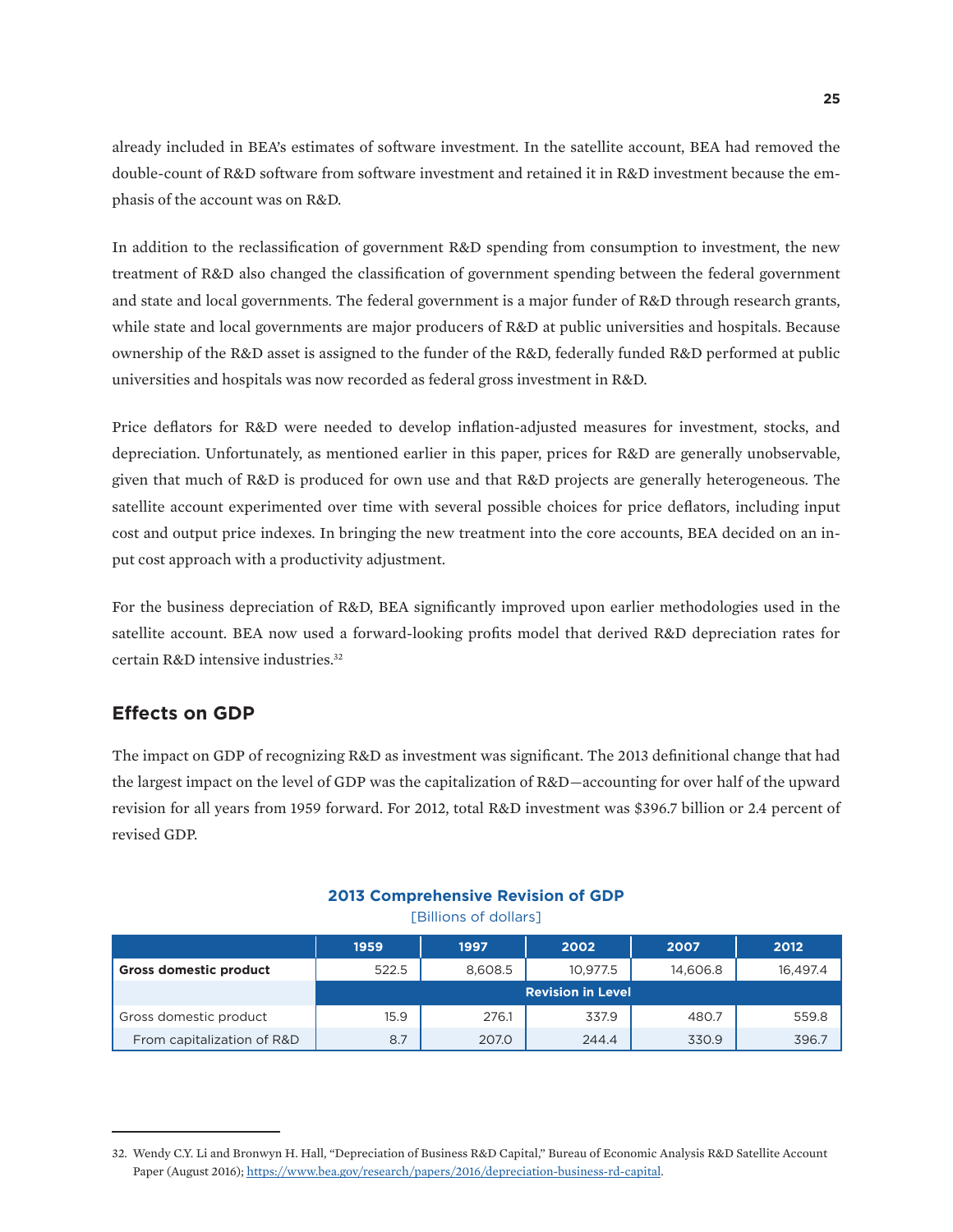already included in BEA's estimates of software investment. In the satellite account, BEA had removed the double-count of R&D software from software investment and retained it in R&D investment because the emphasis of the account was on R&D.

In addition to the reclassification of government R&D spending from consumption to investment, the new treatment of R&D also changed the classification of government spending between the federal government and state and local governments. The federal government is a major funder of R&D through research grants, while state and local governments are major producers of R&D at public universities and hospitals. Because ownership of the R&D asset is assigned to the funder of the R&D, federally funded R&D performed at public universities and hospitals was now recorded as federal gross investment in R&D.

Price deflators for R&D were needed to develop inflation-adjusted measures for investment, stocks, and depreciation. Unfortunately, as mentioned earlier in this paper, prices for R&D are generally unobservable, given that much of R&D is produced for own use and that R&D projects are generally heterogeneous. The satellite account experimented over time with several possible choices for price deflators, including input cost and output price indexes. In bringing the new treatment into the core accounts, BEA decided on an input cost approach with a productivity adjustment.

For the business depreciation of R&D, BEA significantly improved upon earlier methodologies used in the satellite account. BEA now used a forward-looking profits model that derived R&D depreciation rates for certain R&D intensive industries.[32]

## Effects on GDP

The impact on GDP of recognizing R&D as investment was significant. The 2013 definitional change that had the largest impact on the level of GDP was the capitalization of R&D—accounting for over half of the upward revision for all years from 1959 forward. For 2012, total R&D investment was $396.7 billion or 2.4 percent of revised GDP.

**2013 Comprehensive Revision of GDP**

[Billions of dollars]

| | 1959 | 1997 | 2002 | 2007 | 2012 |
|---|---|---|---|---|---|
| **Gross domestic product** | 522.5 | 8,608.5 | 10,977.5 | 14,606.8 | 16,497.4 |
| | **Revision in Level** | | | | |
| Gross domestic product | 15.9 | 276.1 | 337.9 | 480.7 | 559.8 |
| From capitalization of R&D | 8.7 | 207.0 | 244.4 | 330.9 | 396.7 |

32. Wendy C.Y. Li and Bronwyn H. Hall, "Depreciation of Business R&D Capital," Bureau of Economic Analysis R&D Satellite Account Paper (August 2016); https://www.bea.gov/research/papers/2016/depreciation-business-rd-capital.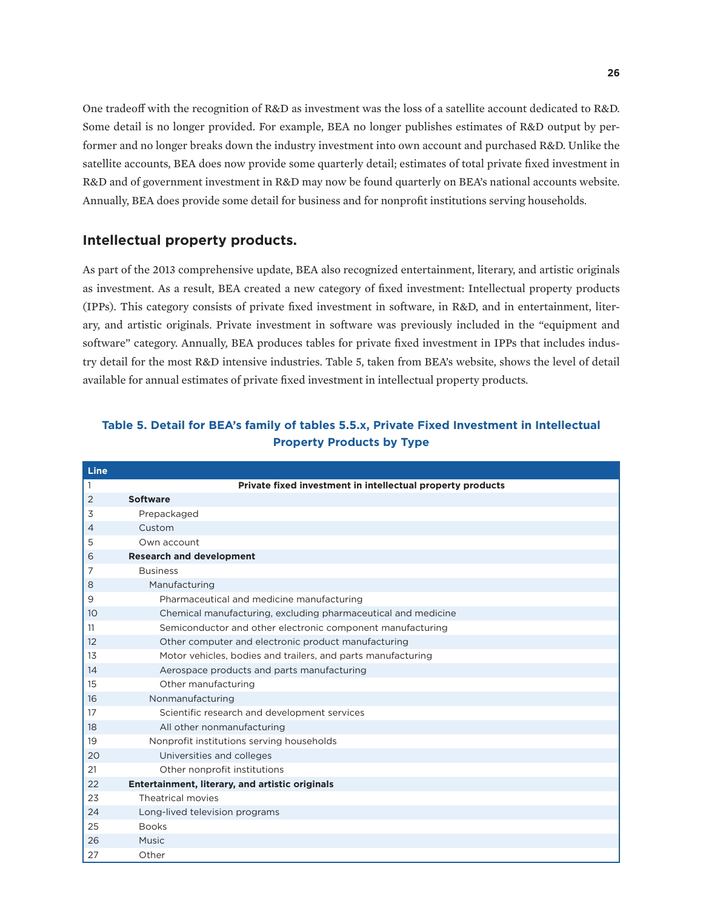One tradeoff with the recognition of R&D as investment was the loss of a satellite account dedicated to R&D. Some detail is no longer provided. For example, BEA no longer publishes estimates of R&D output by performer and no longer breaks down the industry investment into own account and purchased R&D. Unlike the satellite accounts, BEA does now provide some quarterly detail; estimates of total private fixed investment in R&D and of government investment in R&D may now be found quarterly on BEA's national accounts website. Annually, BEA does provide some detail for business and for nonprofit institutions serving households.

## Intellectual property products.

As part of the 2013 comprehensive update, BEA also recognized entertainment, literary, and artistic originals as investment. As a result, BEA created a new category of fixed investment: Intellectual property products (IPPs). This category consists of private fixed investment in software, in R&D, and in entertainment, literary, and artistic originals. Private investment in software was previously included in the "equipment and software" category. Annually, BEA produces tables for private fixed investment in IPPs that includes industry detail for the most R&D intensive industries. Table 5, taken from BEA's website, shows the level of detail available for annual estimates of private fixed investment in intellectual property products.

**Table 5. Detail for BEA's family of tables 5.5.x, Private Fixed Investment in Intellectual Property Products by Type**

| Line | |
|---|---|
| 1 | **Private fixed investment in intellectual property products** |
| 2 | **Software** |
| 3 | Prepackaged |
| 4 | Custom |
| 5 | Own account |
| 6 | **Research and development** |
| 7 | Business |
| 8 | Manufacturing |
| 9 | Pharmaceutical and medicine manufacturing |
| 10 | Chemical manufacturing, excluding pharmaceutical and medicine |
| 11 | Semiconductor and other electronic component manufacturing |
| 12 | Other computer and electronic product manufacturing |
| 13 | Motor vehicles, bodies and trailers, and parts manufacturing |
| 14 | Aerospace products and parts manufacturing |
| 15 | Other manufacturing |
| 16 | Nonmanufacturing |
| 17 | Scientific research and development services |
| 18 | All other nonmanufacturing |
| 19 | Nonprofit institutions serving households |
| 20 | Universities and colleges |
| 21 | Other nonprofit institutions |
| 22 | **Entertainment, literary, and artistic originals** |
| 23 | Theatrical movies |
| 24 | Long-lived television programs |
| 25 | Books |
| 26 | Music |
| 27 | Other |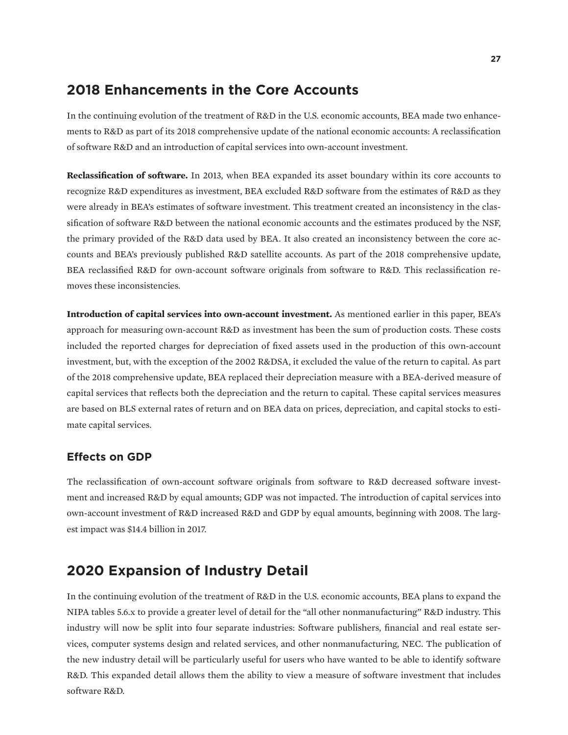## 2018 Enhancements in the Core Accounts

In the continuing evolution of the treatment of R&D in the U.S. economic accounts, BEA made two enhancements to R&D as part of its 2018 comprehensive update of the national economic accounts: A reclassification of software R&D and an introduction of capital services into own-account investment.

**Reclassification of software.** In 2013, when BEA expanded its asset boundary within its core accounts to recognize R&D expenditures as investment, BEA excluded R&D software from the estimates of R&D as they were already in BEA's estimates of software investment. This treatment created an inconsistency in the classification of software R&D between the national economic accounts and the estimates produced by the NSF, the primary provided of the R&D data used by BEA. It also created an inconsistency between the core accounts and BEA's previously published R&D satellite accounts. As part of the 2018 comprehensive update, BEA reclassified R&D for own-account software originals from software to R&D. This reclassification removes these inconsistencies.

**Introduction of capital services into own-account investment.** As mentioned earlier in this paper, BEA's approach for measuring own-account R&D as investment has been the sum of production costs. These costs included the reported charges for depreciation of fixed assets used in the production of this own-account investment, but, with the exception of the 2002 R&DSA, it excluded the value of the return to capital. As part of the 2018 comprehensive update, BEA replaced their depreciation measure with a BEA-derived measure of capital services that reflects both the depreciation and the return to capital. These capital services measures are based on BLS external rates of return and on BEA data on prices, depreciation, and capital stocks to estimate capital services.

### Effects on GDP

The reclassification of own-account software originals from software to R&D decreased software investment and increased R&D by equal amounts; GDP was not impacted. The introduction of capital services into own-account investment of R&D increased R&D and GDP by equal amounts, beginning with 2008. The largest impact was $14.4 billion in 2017.

## 2020 Expansion of Industry Detail

In the continuing evolution of the treatment of R&D in the U.S. economic accounts, BEA plans to expand the NIPA tables 5.6.x to provide a greater level of detail for the "all other nonmanufacturing" R&D industry. This industry will now be split into four separate industries: Software publishers, financial and real estate services, computer systems design and related services, and other nonmanufacturing, NEC. The publication of the new industry detail will be particularly useful for users who have wanted to be able to identify software R&D. This expanded detail allows them the ability to view a measure of software investment that includes software R&D.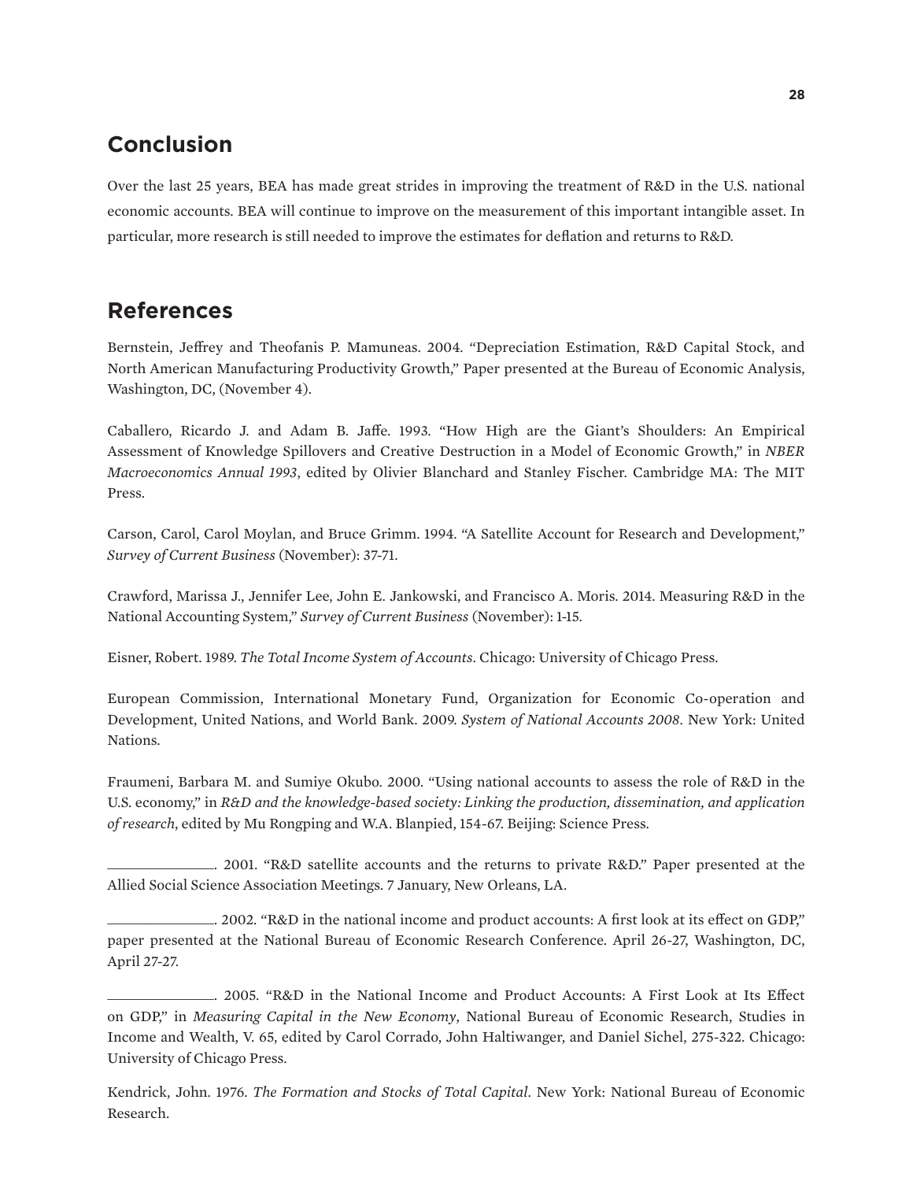## Conclusion

Over the last 25 years, BEA has made great strides in improving the treatment of R&D in the U.S. national economic accounts. BEA will continue to improve on the measurement of this important intangible asset. In particular, more research is still needed to improve the estimates for deflation and returns to R&D.

## References

Bernstein, Jeffrey and Theofanis P. Mamuneas. 2004. "Depreciation Estimation, R&D Capital Stock, and North American Manufacturing Productivity Growth," Paper presented at the Bureau of Economic Analysis, Washington, DC, (November 4).

Caballero, Ricardo J. and Adam B. Jaffe. 1993. "How High are the Giant's Shoulders: An Empirical Assessment of Knowledge Spillovers and Creative Destruction in a Model of Economic Growth," in *NBER Macroeconomics Annual 1993*, edited by Olivier Blanchard and Stanley Fischer. Cambridge MA: The MIT Press.

Carson, Carol, Carol Moylan, and Bruce Grimm. 1994. "A Satellite Account for Research and Development," *Survey of Current Business* (November): 37-71.

Crawford, Marissa J., Jennifer Lee, John E. Jankowski, and Francisco A. Moris. 2014. Measuring R&D in the National Accounting System," *Survey of Current Business* (November): 1-15.

Eisner, Robert. 1989. *The Total Income System of Accounts*. Chicago: University of Chicago Press.

European Commission, International Monetary Fund, Organization for Economic Co-operation and Development, United Nations, and World Bank. 2009. *System of National Accounts 2008*. New York: United Nations.

Fraumeni, Barbara M. and Sumiye Okubo. 2000. "Using national accounts to assess the role of R&D in the U.S. economy," in *R&D and the knowledge-based society: Linking the production, dissemination, and application of research*, edited by Mu Rongping and W.A. Blanpied, 154-67. Beijing: Science Press.

______________. 2001. "R&D satellite accounts and the returns to private R&D." Paper presented at the Allied Social Science Association Meetings. 7 January, New Orleans, LA.

______________. 2002. "R&D in the national income and product accounts: A first look at its effect on GDP," paper presented at the National Bureau of Economic Research Conference. April 26-27, Washington, DC, April 27-27.

______________. 2005. "R&D in the National Income and Product Accounts: A First Look at Its Effect on GDP," in *Measuring Capital in the New Economy*, National Bureau of Economic Research, Studies in Income and Wealth, V. 65, edited by Carol Corrado, John Haltiwanger, and Daniel Sichel, 275-322. Chicago: University of Chicago Press.

Kendrick, John. 1976. *The Formation and Stocks of Total Capital*. New York: National Bureau of Economic Research.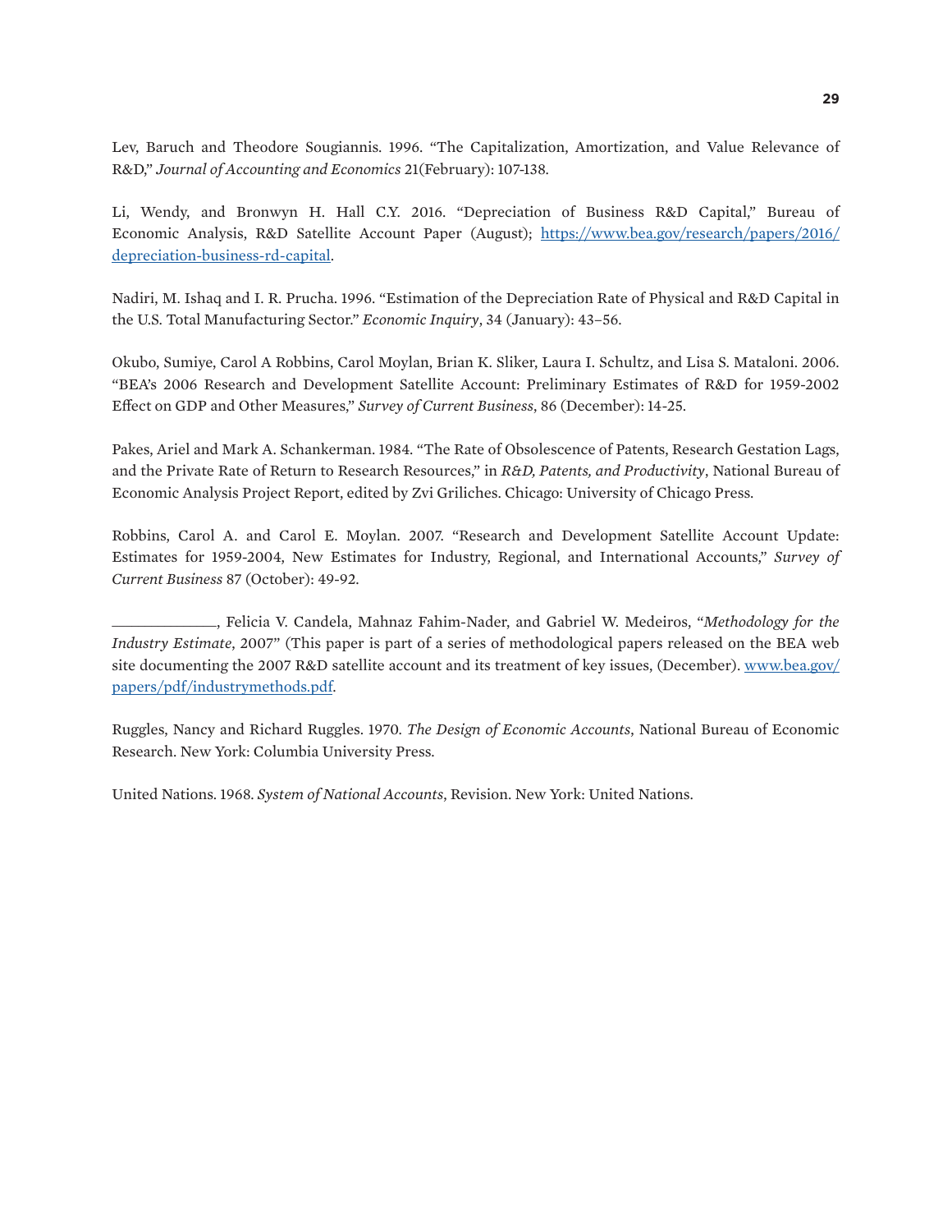Lev, Baruch and Theodore Sougiannis. 1996. "The Capitalization, Amortization, and Value Relevance of R&D," *Journal of Accounting and Economics* 21(February): 107-138.

Li, Wendy, and Bronwyn H. Hall C.Y. 2016. "Depreciation of Business R&D Capital," Bureau of Economic Analysis, R&D Satellite Account Paper (August); [https://www.bea.gov/research/papers/2016/depreciation-business-rd-capital](https://www.bea.gov/research/papers/2016/depreciation-business-rd-capital).

Nadiri, M. Ishaq and I. R. Prucha. 1996. "Estimation of the Depreciation Rate of Physical and R&D Capital in the U.S. Total Manufacturing Sector." *Economic Inquiry*, 34 (January): 43–56.

Okubo, Sumiye, Carol A Robbins, Carol Moylan, Brian K. Sliker, Laura I. Schultz, and Lisa S. Mataloni. 2006. "BEA's 2006 Research and Development Satellite Account: Preliminary Estimates of R&D for 1959-2002 Effect on GDP and Other Measures," *Survey of Current Business*, 86 (December): 14-25.

Pakes, Ariel and Mark A. Schankerman. 1984. "The Rate of Obsolescence of Patents, Research Gestation Lags, and the Private Rate of Return to Research Resources," in *R&D, Patents, and Productivity*, National Bureau of Economic Analysis Project Report, edited by Zvi Griliches. Chicago: University of Chicago Press.

Robbins, Carol A. and Carol E. Moylan. 2007. "Research and Development Satellite Account Update: Estimates for 1959-2004, New Estimates for Industry, Regional, and International Accounts," *Survey of Current Business* 87 (October): 49-92.

\_\_\_\_\_\_\_\_\_\_\_\_\_\_, Felicia V. Candela, Mahnaz Fahim-Nader, and Gabriel W. Medeiros, "*Methodology for the Industry Estimate*, 2007" (This paper is part of a series of methodological papers released on the BEA web site documenting the 2007 R&D satellite account and its treatment of key issues, (December). [www.bea.gov/papers/pdf/industrymethods.pdf](www.bea.gov/papers/pdf/industrymethods.pdf).

Ruggles, Nancy and Richard Ruggles. 1970. *The Design of Economic Accounts*, National Bureau of Economic Research. New York: Columbia University Press.

United Nations. 1968. *System of National Accounts*, Revision. New York: United Nations.